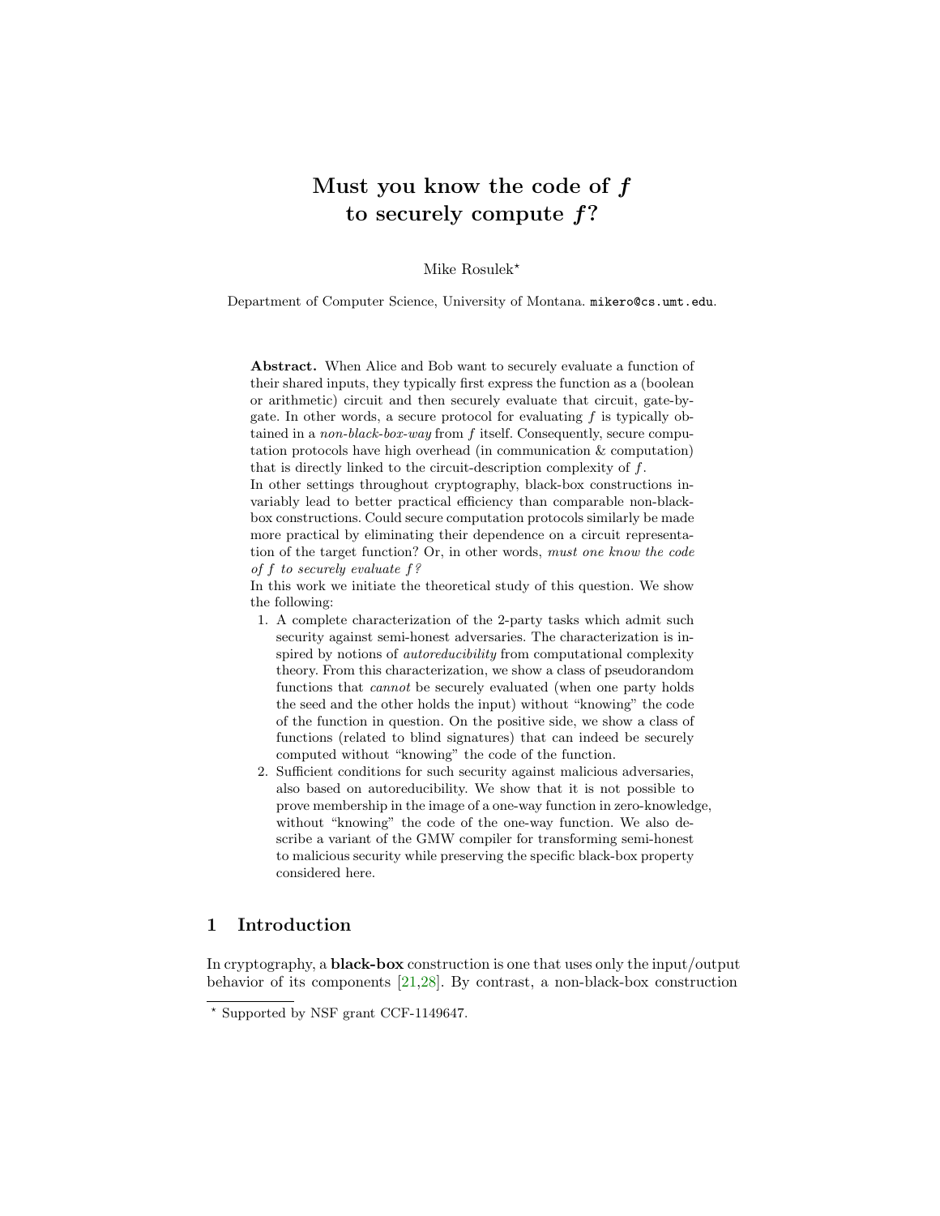# Must you know the code of $f$ to securely compute $f$?

Mike Rosulek*

Department of Computer Science, University of Montana. mikero@cs.umt.edu.

**Abstract.** When Alice and Bob want to securely evaluate a function of their shared inputs, they typically first express the function as a (boolean or arithmetic) circuit and then securely evaluate that circuit, gate-by-gate. In other words, a secure protocol for evaluating $f$ is typically obtained in a *non-black-box-way* from $f$ itself. Consequently, secure computation protocols have high overhead (in communication & computation) that is directly linked to the circuit-description complexity of $f$.

In other settings throughout cryptography, black-box constructions invariably lead to better practical efficiency than comparable non-black-box constructions. Could secure computation protocols similarly be made more practical by eliminating their dependence on a circuit representation of the target function? Or, in other words, *must one know the code of $f$ to securely evaluate $f$?*

In this work we initiate the theoretical study of this question. We show the following:

1. A complete characterization of the 2-party tasks which admit such security against semi-honest adversaries. The characterization is inspired by notions of *autoreducibility* from computational complexity theory. From this characterization, we show a class of pseudorandom functions that *cannot* be securely evaluated (when one party holds the seed and the other holds the input) without "knowing" the code of the function in question. On the positive side, we show a class of functions (related to blind signatures) that can indeed be securely computed without "knowing" the code of the function.
2. Sufficient conditions for such security against malicious adversaries, also based on autoreducibility. We show that it is not possible to prove membership in the image of a one-way function in zero-knowledge, without "knowing" the code of the one-way function. We also describe a variant of the GMW compiler for transforming semi-honest to malicious security while preserving the specific black-box property considered here.

## 1 Introduction

In cryptography, a **black-box** construction is one that uses only the input/output behavior of its components [21,28]. By contrast, a non-black-box construction

* Supported by NSF grant CCF-1149647.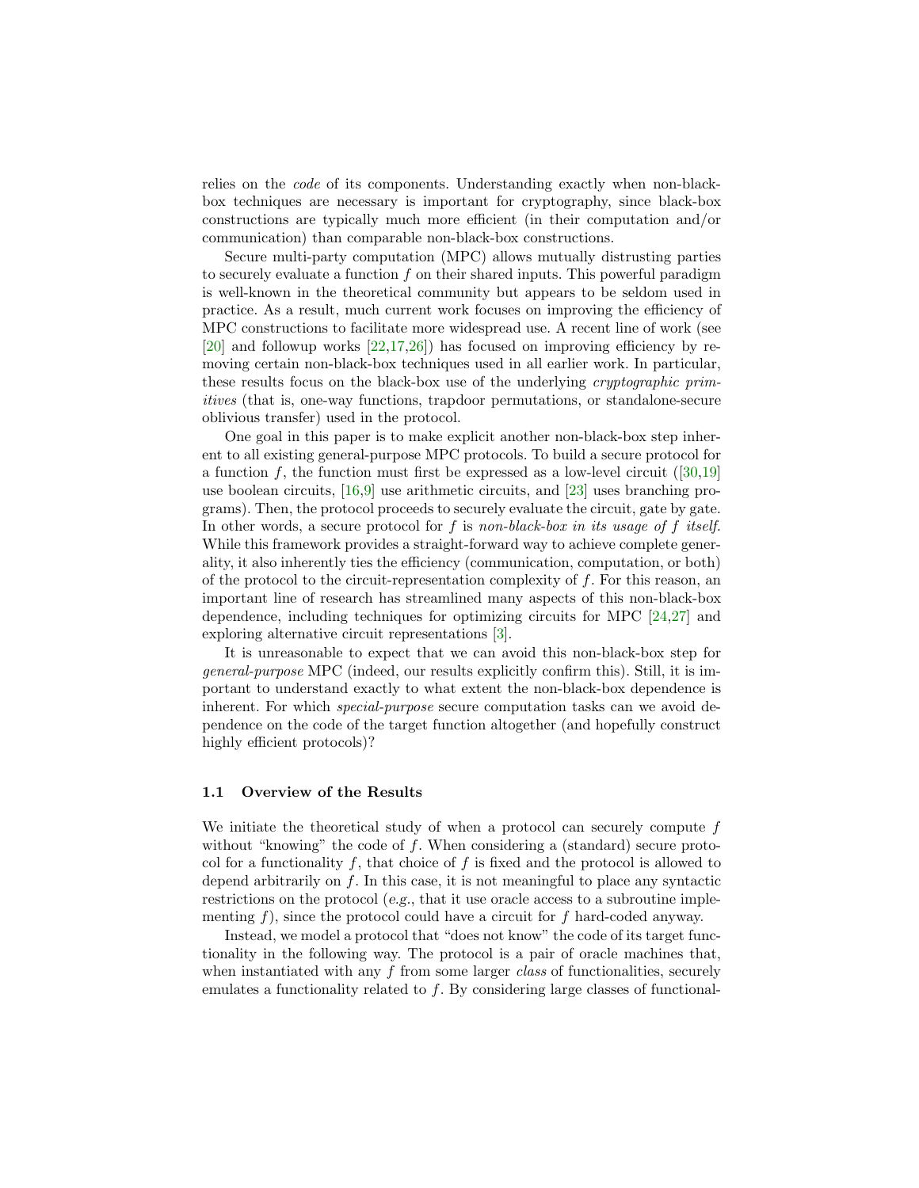relies on the *code* of its components. Understanding exactly when non-black-box techniques are necessary is important for cryptography, since black-box constructions are typically much more efficient (in their computation and/or communication) than comparable non-black-box constructions.

Secure multi-party computation (MPC) allows mutually distrusting parties to securely evaluate a function $f$ on their shared inputs. This powerful paradigm is well-known in the theoretical community but appears to be seldom used in practice. As a result, much current work focuses on improving the efficiency of MPC constructions to facilitate more widespread use. A recent line of work (see [20] and followup works [22,17,26]) has focused on improving efficiency by removing certain non-black-box techniques used in all earlier work. In particular, these results focus on the black-box use of the underlying *cryptographic primitives* (that is, one-way functions, trapdoor permutations, or standalone-secure oblivious transfer) used in the protocol.

One goal in this paper is to make explicit another non-black-box step inherent to all existing general-purpose MPC protocols. To build a secure protocol for a function $f$, the function must first be expressed as a low-level circuit ([30,19] use boolean circuits, [16,9] use arithmetic circuits, and [23] uses branching programs). Then, the protocol proceeds to securely evaluate the circuit, gate by gate. In other words, a secure protocol for $f$ is *non-black-box in its usage of $f$ itself.* While this framework provides a straight-forward way to achieve complete generality, it also inherently ties the efficiency (communication, computation, or both) of the protocol to the circuit-representation complexity of $f$. For this reason, an important line of research has streamlined many aspects of this non-black-box dependence, including techniques for optimizing circuits for MPC [24,27] and exploring alternative circuit representations [3].

It is unreasonable to expect that we can avoid this non-black-box step for *general-purpose* MPC (indeed, our results explicitly confirm this). Still, it is important to understand exactly to what extent the non-black-box dependence is inherent. For which *special-purpose* secure computation tasks can we avoid dependence on the code of the target function altogether (and hopefully construct highly efficient protocols)?

### 1.1 Overview of the Results

We initiate the theoretical study of when a protocol can securely compute $f$ without "knowing" the code of $f$. When considering a (standard) secure protocol for a functionality $f$, that choice of $f$ is fixed and the protocol is allowed to depend arbitrarily on $f$. In this case, it is not meaningful to place any syntactic restrictions on the protocol (*e.g.*, that it use oracle access to a subroutine implementing $f$), since the protocol could have a circuit for $f$ hard-coded anyway.

Instead, we model a protocol that "does not know" the code of its target functionality in the following way. The protocol is a pair of oracle machines that, when instantiated with any $f$ from some larger *class* of functionalities, securely emulates a functionality related to $f$. By considering large classes of functional-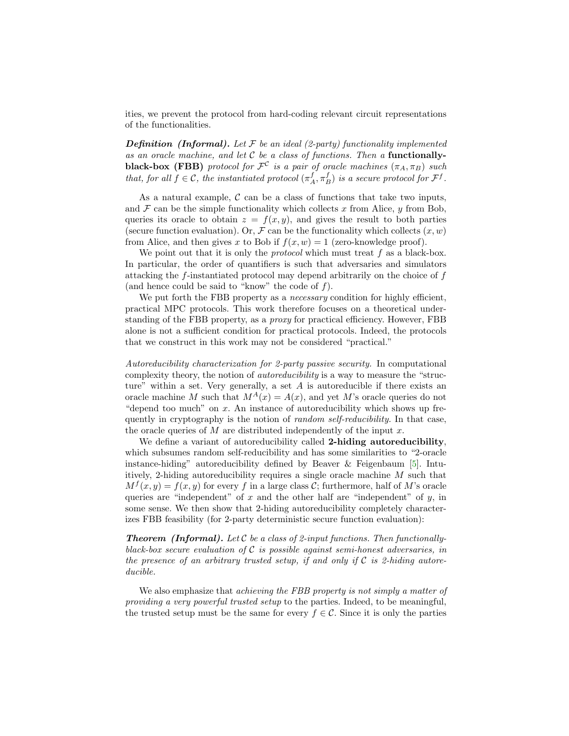ities, we prevent the protocol from hard-coding relevant circuit representations of the functionalities.

***Definition (Informal).*** *Let $\mathcal{F}$ be an ideal (2-party) functionality implemented as an oracle machine, and let $\mathcal{C}$ be a class of functions. Then a* **functionally-black-box (FBB)** *protocol for $\mathcal{F}^{\mathcal{C}}$ is a pair of oracle machines $(\pi_A, \pi_B)$ such that, for all $f \in \mathcal{C}$, the instantiated protocol $(\pi_A^f, \pi_B^f)$ is a secure protocol for $\mathcal{F}^f$.*

As a natural example, $\mathcal{C}$ can be a class of functions that take two inputs, and $\mathcal{F}$ can be the simple functionality which collects $x$ from Alice, $y$ from Bob, queries its oracle to obtain $z = f(x, y)$, and gives the result to both parties (secure function evaluation). Or, $\mathcal{F}$ can be the functionality which collects $(x, w)$ from Alice, and then gives $x$ to Bob if $f(x, w) = 1$ (zero-knowledge proof).

We point out that it is only the *protocol* which must treat $f$ as a black-box. In particular, the order of quantifiers is such that adversaries and simulators attacking the $f$-instantiated protocol may depend arbitrarily on the choice of $f$ (and hence could be said to "know" the code of $f$).

We put forth the FBB property as a *necessary* condition for highly efficient, practical MPC protocols. This work therefore focuses on a theoretical understanding of the FBB property, as a *proxy* for practical efficiency. However, FBB alone is not a sufficient condition for practical protocols. Indeed, the protocols that we construct in this work may not be considered "practical."

*Autoreducibility characterization for 2-party passive security.* In computational complexity theory, the notion of *autoreducibility* is a way to measure the "structure" within a set. Very generally, a set $A$ is autoreducible if there exists an oracle machine $M$ such that $M^A(x) = A(x)$, and yet $M$'s oracle queries do not "depend too much" on $x$. An instance of autoreducibility which shows up frequently in cryptography is the notion of *random self-reducibility*. In that case, the oracle queries of $M$ are distributed independently of the input $x$.

We define a variant of autoreducibility called **2-hiding autoreducibility**, which subsumes random self-reducibility and has some similarities to "2-oracle instance-hiding" autoreducibility defined by Beaver & Feigenbaum [5]. Intuitively, 2-hiding autoreducibility requires a single oracle machine $M$ such that $M^f(x, y) = f(x, y)$ for every $f$ in a large class $\mathcal{C}$; furthermore, half of $M$'s oracle queries are "independent" of $x$ and the other half are "independent" of $y$, in some sense. We then show that 2-hiding autoreducibility completely characterizes FBB feasibility (for 2-party deterministic secure function evaluation):

***Theorem (Informal).*** *Let $\mathcal{C}$ be a class of 2-input functions. Then functionally-black-box secure evaluation of $\mathcal{C}$ is possible against semi-honest adversaries, in the presence of an arbitrary trusted setup, if and only if $\mathcal{C}$ is 2-hiding autoreducible.*

We also emphasize that *achieving the FBB property is not simply a matter of providing a very powerful trusted setup* to the parties. Indeed, to be meaningful, the trusted setup must be the same for every $f \in \mathcal{C}$. Since it is only the parties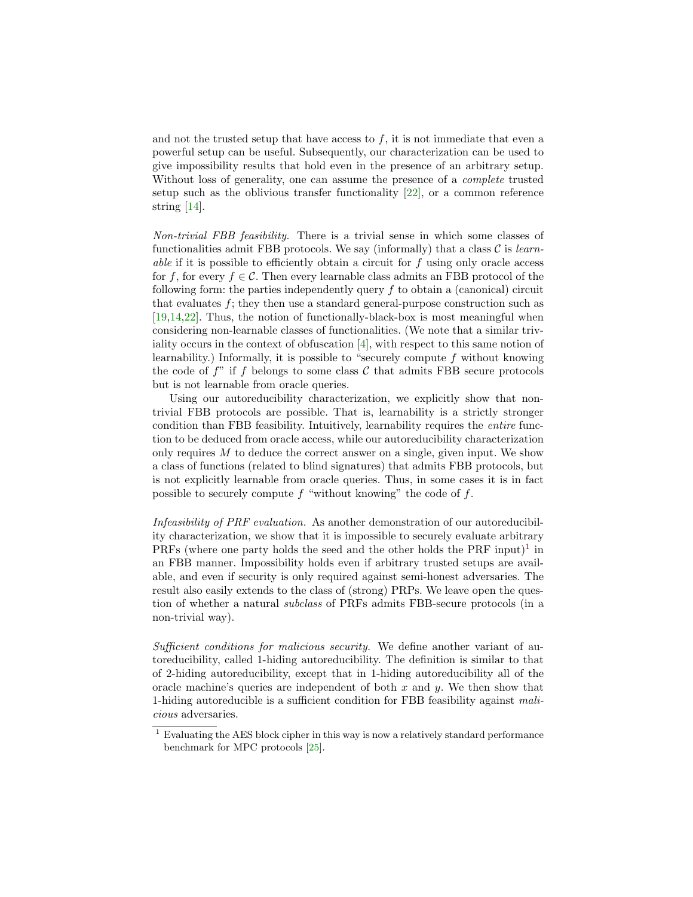and not the trusted setup that have access to $f$, it is not immediate that even a powerful setup can be useful. Subsequently, our characterization can be used to give impossibility results that hold even in the presence of an arbitrary setup. Without loss of generality, one can assume the presence of a *complete* trusted setup such as the oblivious transfer functionality [22], or a common reference string [14].

*Non-trivial FBB feasibility.* There is a trivial sense in which some classes of functionalities admit FBB protocols. We say (informally) that a class $\mathcal{C}$ is *learnable* if it is possible to efficiently obtain a circuit for $f$ using only oracle access for $f$, for every $f \in \mathcal{C}$. Then every learnable class admits an FBB protocol of the following form: the parties independently query $f$ to obtain a (canonical) circuit that evaluates $f$; they then use a standard general-purpose construction such as [19,14,22]. Thus, the notion of functionally-black-box is most meaningful when considering non-learnable classes of functionalities. (We note that a similar triviality occurs in the context of obfuscation [4], with respect to this same notion of learnability.) Informally, it is possible to "securely compute $f$ without knowing the code of $f$" if $f$ belongs to some class $\mathcal{C}$ that admits FBB secure protocols but is not learnable from oracle queries.

Using our autoreducibility characterization, we explicitly show that non-trivial FBB protocols are possible. That is, learnability is a strictly stronger condition than FBB feasibility. Intuitively, learnability requires the *entire* function to be deduced from oracle access, while our autoreducibility characterization only requires $M$ to deduce the correct answer on a single, given input. We show a class of functions (related to blind signatures) that admits FBB protocols, but is not explicitly learnable from oracle queries. Thus, in some cases it is in fact possible to securely compute $f$ "without knowing" the code of $f$.

*Infeasibility of PRF evaluation.* As another demonstration of our autoreducibility characterization, we show that it is impossible to securely evaluate arbitrary PRFs (where one party holds the seed and the other holds the PRF input)[1] in an FBB manner. Impossibility holds even if arbitrary trusted setups are available, and even if security is only required against semi-honest adversaries. The result also easily extends to the class of (strong) PRPs. We leave open the question of whether a natural *subclass* of PRFs admits FBB-secure protocols (in a non-trivial way).

*Sufficient conditions for malicious security.* We define another variant of autoreducibility, called 1-hiding autoreducibility. The definition is similar to that of 2-hiding autoreducibility, except that in 1-hiding autoreducibility all of the oracle machine's queries are independent of both $x$ and $y$. We then show that 1-hiding autoreducible is a sufficient condition for FBB feasibility against *malicious* adversaries.

[1] Evaluating the AES block cipher in this way is now a relatively standard performance benchmark for MPC protocols [25].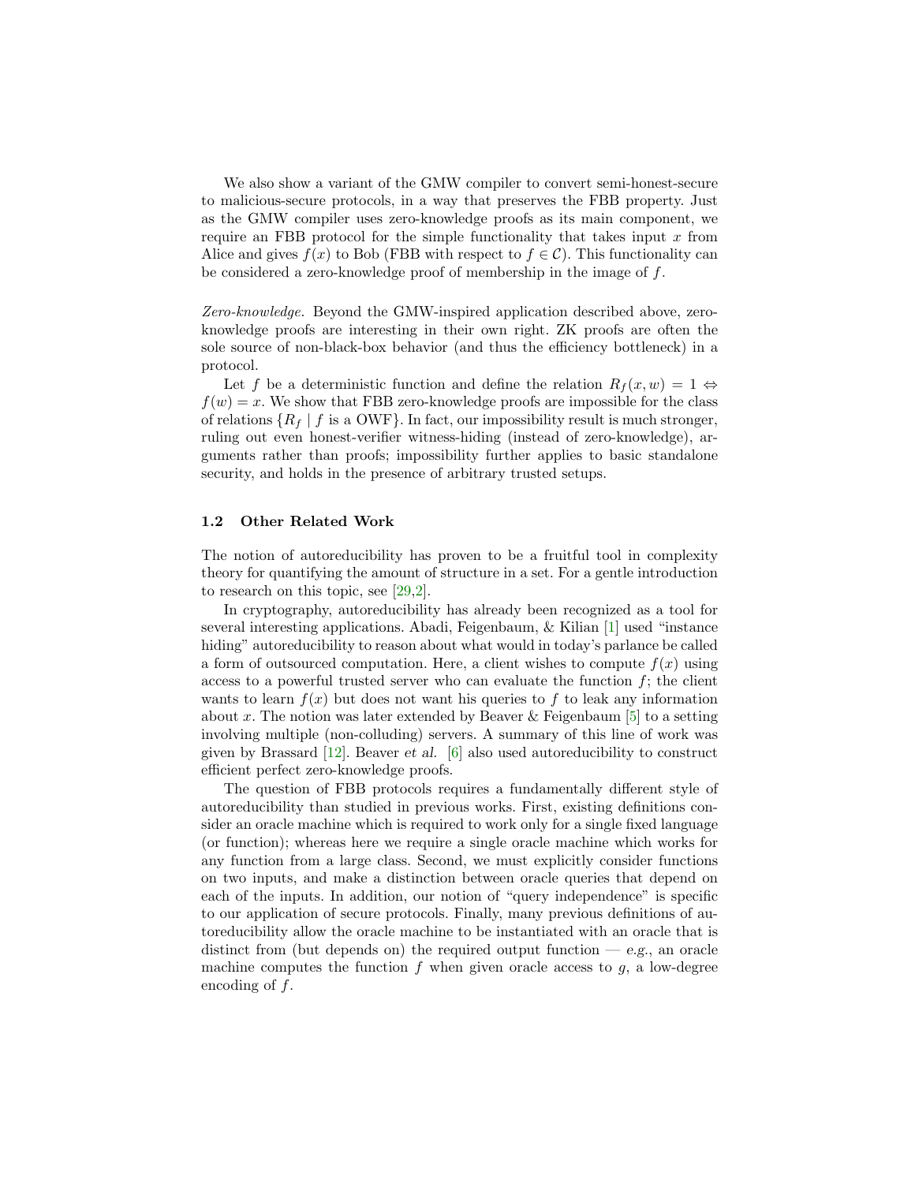We also show a variant of the GMW compiler to convert semi-honest-secure to malicious-secure protocols, in a way that preserves the FBB property. Just as the GMW compiler uses zero-knowledge proofs as its main component, we require an FBB protocol for the simple functionality that takes input $x$ from Alice and gives $f(x)$ to Bob (FBB with respect to $f \in \mathcal{C}$). This functionality can be considered a zero-knowledge proof of membership in the image of $f$.

*Zero-knowledge.* Beyond the GMW-inspired application described above, zero-knowledge proofs are interesting in their own right. ZK proofs are often the sole source of non-black-box behavior (and thus the efficiency bottleneck) in a protocol.

Let $f$ be a deterministic function and define the relation $R_f(x, w) = 1 \Leftrightarrow f(w) = x$. We show that FBB zero-knowledge proofs are impossible for the class of relations $\{R_f \mid f \text{ is a OWF}\}$. In fact, our impossibility result is much stronger, ruling out even honest-verifier witness-hiding (instead of zero-knowledge), arguments rather than proofs; impossibility further applies to basic standalone security, and holds in the presence of arbitrary trusted setups.

### 1.2 Other Related Work

The notion of autoreducibility has proven to be a fruitful tool in complexity theory for quantifying the amount of structure in a set. For a gentle introduction to research on this topic, see [29,2].

In cryptography, autoreducibility has already been recognized as a tool for several interesting applications. Abadi, Feigenbaum, & Kilian [1] used "instance hiding" autoreducibility to reason about what would in today's parlance be called a form of outsourced computation. Here, a client wishes to compute $f(x)$ using access to a powerful trusted server who can evaluate the function $f$; the client wants to learn $f(x)$ but does not want his queries to $f$ to leak any information about $x$. The notion was later extended by Beaver & Feigenbaum [5] to a setting involving multiple (non-colluding) servers. A summary of this line of work was given by Brassard [12]. Beaver *et al.* [6] also used autoreducibility to construct efficient perfect zero-knowledge proofs.

The question of FBB protocols requires a fundamentally different style of autoreducibility than studied in previous works. First, existing definitions consider an oracle machine which is required to work only for a single fixed language (or function); whereas here we require a single oracle machine which works for any function from a large class. Second, we must explicitly consider functions on two inputs, and make a distinction between oracle queries that depend on each of the inputs. In addition, our notion of "query independence" is specific to our application of secure protocols. Finally, many previous definitions of autoreducibility allow the oracle machine to be instantiated with an oracle that is distinct from (but depends on) the required output function — *e.g.*, an oracle machine computes the function $f$ when given oracle access to $g$, a low-degree encoding of $f$.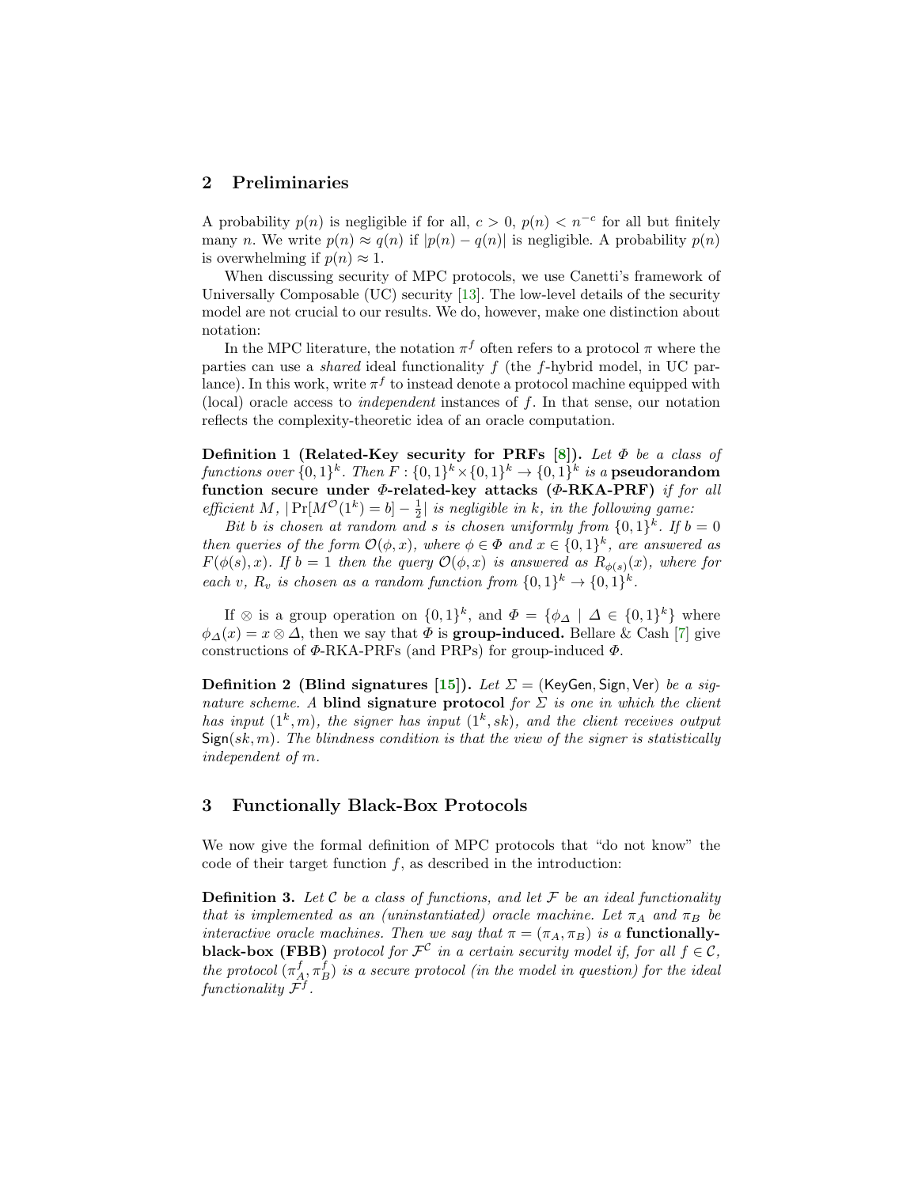## 2 Preliminaries

A probability $p(n)$ is negligible if for all, $c > 0$, $p(n) < n^{-c}$ for all but finitely many $n$. We write $p(n) \approx q(n)$ if $|p(n) - q(n)|$ is negligible. A probability $p(n)$ is overwhelming if $p(n) \approx 1$.

When discussing security of MPC protocols, we use Canetti's framework of Universally Composable (UC) security [13]. The low-level details of the security model are not crucial to our results. We do, however, make one distinction about notation:

In the MPC literature, the notation $\pi^f$ often refers to a protocol $\pi$ where the parties can use a *shared* ideal functionality $f$ (the $f$-hybrid model, in UC parlance). In this work, write $\pi^f$ to instead denote a protocol machine equipped with (local) oracle access to *independent* instances of $f$. In that sense, our notation reflects the complexity-theoretic idea of an oracle computation.

**Definition 1 (Related-Key security for PRFs [8]).** *Let $\Phi$ be a class of functions over $\{0,1\}^k$. Then $F : \{0,1\}^k \times \{0,1\}^k \to \{0,1\}^k$ is a* **pseudorandom function secure under $\Phi$-related-key attacks ($\Phi$-RKA-PRF)** *if for all efficient $M$, $|\Pr[M^{\mathcal{O}}(1^k) = b] - \frac{1}{2}|$ is negligible in $k$, in the following game:*

*Bit $b$ is chosen at random and $s$ is chosen uniformly from $\{0,1\}^k$. If $b = 0$ then queries of the form $\mathcal{O}(\phi, x)$, where $\phi \in \Phi$ and $x \in \{0,1\}^k$, are answered as $F(\phi(s), x)$. If $b = 1$ then the query $\mathcal{O}(\phi, x)$ is answered as $R_{\phi(s)}(x)$, where for each $v$, $R_v$ is chosen as a random function from $\{0,1\}^k \to \{0,1\}^k$.*

If $\otimes$ is a group operation on $\{0,1\}^k$, and $\Phi = \{\phi_\Delta \mid \Delta \in \{0,1\}^k\}$ where $\phi_\Delta(x) = x \otimes \Delta$, then we say that $\Phi$ is **group-induced.** Bellare & Cash [7] give constructions of $\Phi$-RKA-PRFs (and PRPs) for group-induced $\Phi$.

**Definition 2 (Blind signatures [15]).** *Let $\Sigma = (\mathsf{KeyGen}, \mathsf{Sign}, \mathsf{Ver})$ be a signature scheme. A* **blind signature protocol** *for $\Sigma$ is one in which the client has input $(1^k, m)$, the signer has input $(1^k, sk)$, and the client receives output $\mathsf{Sign}(sk, m)$. The blindness condition is that the view of the signer is statistically independent of $m$.*

## 3 Functionally Black-Box Protocols

We now give the formal definition of MPC protocols that "do not know" the code of their target function $f$, as described in the introduction:

**Definition 3.** *Let $\mathcal{C}$ be a class of functions, and let $\mathcal{F}$ be an ideal functionality that is implemented as an (uninstantiated) oracle machine. Let $\pi_A$ and $\pi_B$ be interactive oracle machines. Then we say that $\pi = (\pi_A, \pi_B)$ is a* **functionally-black-box (FBB)** *protocol for $\mathcal{F}^{\mathcal{C}}$ in a certain security model if, for all $f \in \mathcal{C}$, the protocol $(\pi_A^f, \pi_B^f)$ is a secure protocol (in the model in question) for the ideal functionality $\mathcal{F}^f$.*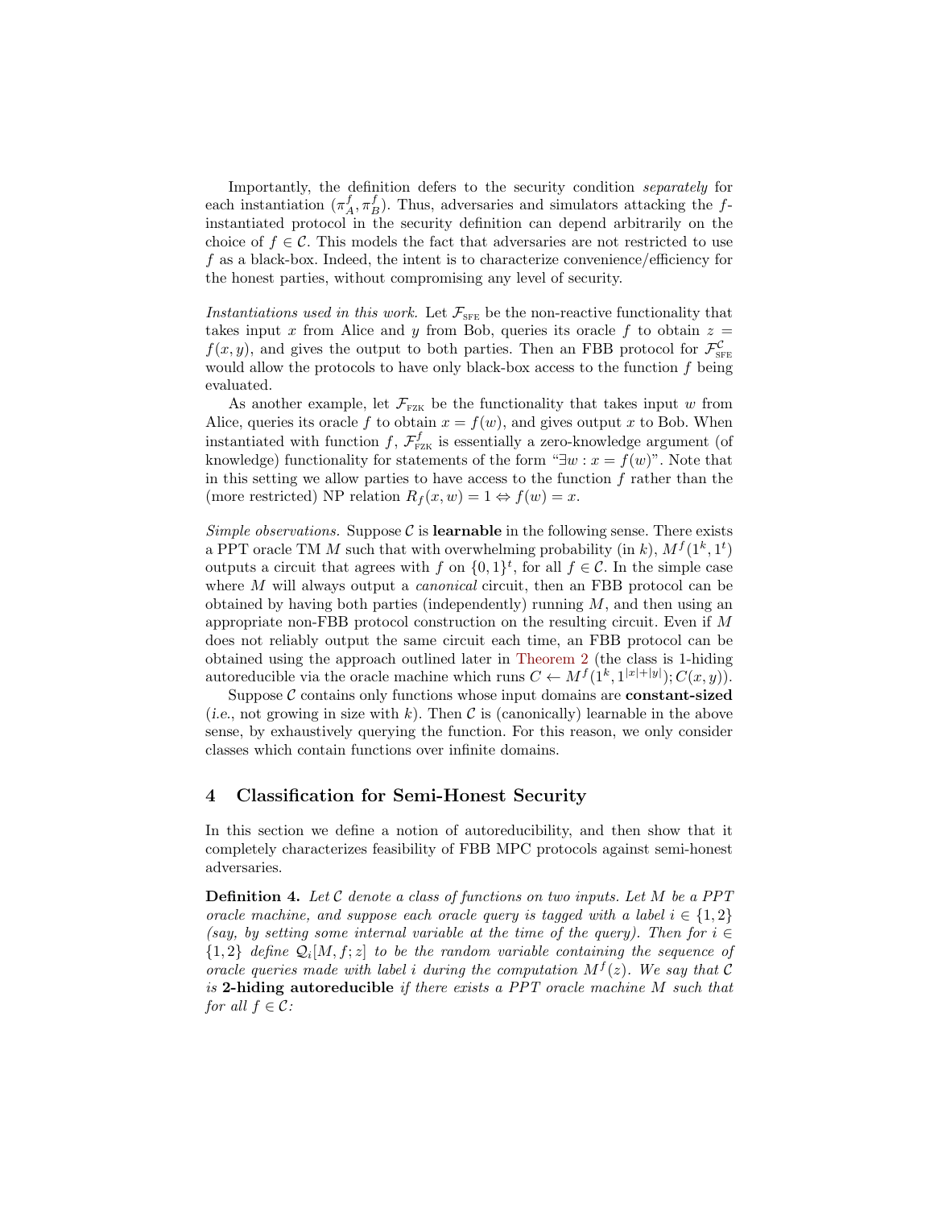Importantly, the definition defers to the security condition *separately* for each instantiation $(\pi_A^f, \pi_B^f)$. Thus, adversaries and simulators attacking the $f$-instantiated protocol in the security definition can depend arbitrarily on the choice of $f \in \mathcal{C}$. This models the fact that adversaries are not restricted to use $f$ as a black-box. Indeed, the intent is to characterize convenience/efficiency for the honest parties, without compromising any level of security.

*Instantiations used in this work.* Let $\mathcal{F}_{\text{SFE}}$ be the non-reactive functionality that takes input $x$ from Alice and $y$ from Bob, queries its oracle $f$ to obtain $z = f(x, y)$, and gives the output to both parties. Then an FBB protocol for $\mathcal{F}_{\text{SFE}}^{\mathcal{C}}$ would allow the protocols to have only black-box access to the function $f$ being evaluated.

As another example, let $\mathcal{F}_{\text{FZK}}$ be the functionality that takes input $w$ from Alice, queries its oracle $f$ to obtain $x = f(w)$, and gives output $x$ to Bob. When instantiated with function $f$, $\mathcal{F}_{\text{FZK}}^f$ is essentially a zero-knowledge argument (of knowledge) functionality for statements of the form "$\exists w : x = f(w)$". Note that in this setting we allow parties to have access to the function $f$ rather than the (more restricted) NP relation $R_f(x, w) = 1 \Leftrightarrow f(w) = x$.

*Simple observations.* Suppose $\mathcal{C}$ is **learnable** in the following sense. There exists a PPT oracle TM $M$ such that with overwhelming probability (in $k$), $M^f(1^k, 1^t)$ outputs a circuit that agrees with $f$ on $\{0,1\}^t$, for all $f \in \mathcal{C}$. In the simple case where $M$ will always output a *canonical* circuit, then an FBB protocol can be obtained by having both parties (independently) running $M$, and then using an appropriate non-FBB protocol construction on the resulting circuit. Even if $M$ does not reliably output the same circuit each time, an FBB protocol can be obtained using the approach outlined later in Theorem 2 (the class is 1-hiding autoreducible via the oracle machine which runs $C \leftarrow M^f(1^k, 1^{|x|+|y|}); C(x, y)$).

Suppose $\mathcal{C}$ contains only functions whose input domains are **constant-sized** (*i.e.*, not growing in size with $k$). Then $\mathcal{C}$ is (canonically) learnable in the above sense, by exhaustively querying the function. For this reason, we only consider classes which contain functions over infinite domains.

## 4 Classification for Semi-Honest Security

In this section we define a notion of autoreducibility, and then show that it completely characterizes feasibility of FBB MPC protocols against semi-honest adversaries.

**Definition 4.** *Let $\mathcal{C}$ denote a class of functions on two inputs. Let $M$ be a PPT oracle machine, and suppose each oracle query is tagged with a label $i \in \{1, 2\}$ (say, by setting some internal variable at the time of the query). Then for $i \in \{1, 2\}$ define $\mathcal{Q}_i[M, f; z]$ to be the random variable containing the sequence of oracle queries made with label $i$ during the computation $M^f(z)$. We say that $\mathcal{C}$ is* **2-hiding autoreducible** *if there exists a PPT oracle machine $M$ such that for all $f \in \mathcal{C}$:*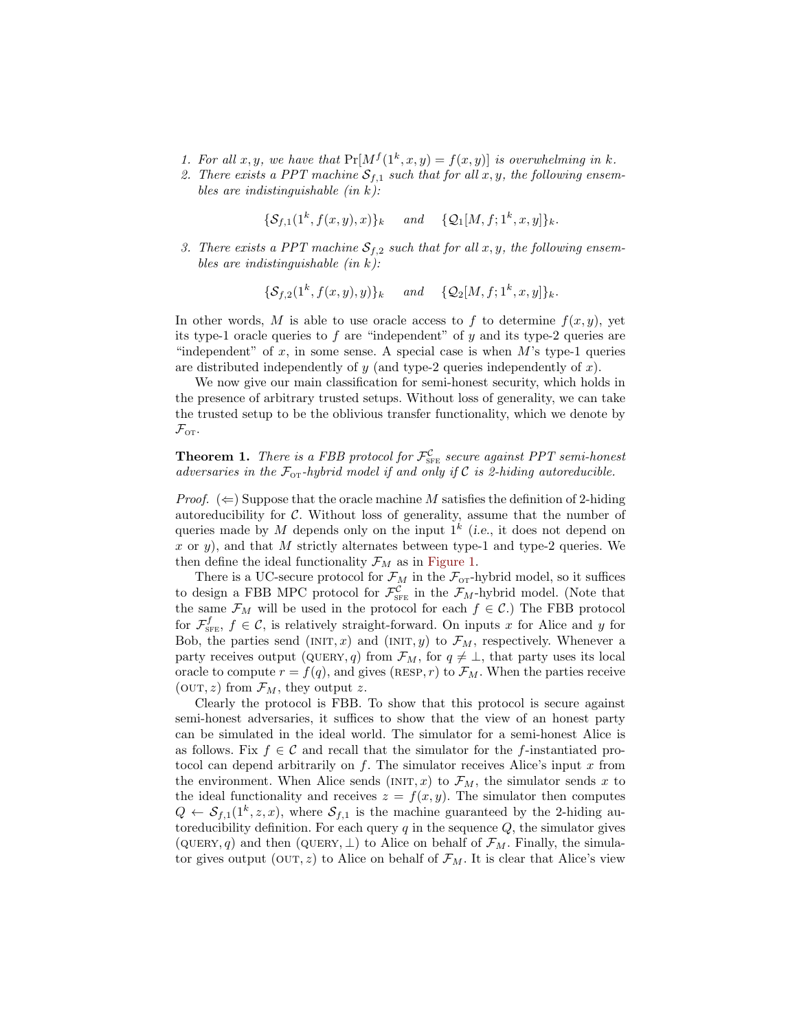1. *For all $x, y$, we have that $\Pr[M^f(1^k, x, y) = f(x, y)]$ is overwhelming in $k$.*
2. *There exists a PPT machine $\mathcal{S}_{f,1}$ such that for all $x, y$, the following ensembles are indistinguishable (in $k$):*

$$\{\mathcal{S}_{f,1}(1^k, f(x, y), x)\}_k \quad \text{and} \quad \{\mathcal{Q}_1[M, f; 1^k, x, y]\}_k.$$

3. *There exists a PPT machine $\mathcal{S}_{f,2}$ such that for all $x, y$, the following ensembles are indistinguishable (in $k$):*

$$\{\mathcal{S}_{f,2}(1^k, f(x, y), y)\}_k \quad \text{and} \quad \{\mathcal{Q}_2[M, f; 1^k, x, y]\}_k.$$

In other words, $M$ is able to use oracle access to $f$ to determine $f(x, y)$, yet its type-1 oracle queries to $f$ are "independent" of $y$ and its type-2 queries are "independent" of $x$, in some sense. A special case is when $M$'s type-1 queries are distributed independently of $y$ (and type-2 queries independently of $x$).

We now give our main classification for semi-honest security, which holds in the presence of arbitrary trusted setups. Without loss of generality, we can take the trusted setup to be the oblivious transfer functionality, which we denote by $\mathcal{F}_{\text{OT}}$.

**Theorem 1.** *There is a FBB protocol for $\mathcal{F}_{\text{SFE}}^{\mathcal{C}}$ secure against PPT semi-honest adversaries in the $\mathcal{F}_{\text{OT}}$-hybrid model if and only if $\mathcal{C}$ is 2-hiding autoreducible.*

*Proof.* ($\Leftarrow$) Suppose that the oracle machine $M$ satisfies the definition of 2-hiding autoreducibility for $\mathcal{C}$. Without loss of generality, assume that the number of queries made by $M$ depends only on the input $1^k$ (*i.e.*, it does not depend on $x$ or $y$), and that $M$ strictly alternates between type-1 and type-2 queries. We then define the ideal functionality $\mathcal{F}_M$ as in Figure 1.

There is a UC-secure protocol for $\mathcal{F}_M$ in the $\mathcal{F}_{\text{OT}}$-hybrid model, so it suffices to design a FBB MPC protocol for $\mathcal{F}_{\text{SFE}}^{\mathcal{C}}$ in the $\mathcal{F}_M$-hybrid model. (Note that the same $\mathcal{F}_M$ will be used in the protocol for each $f \in \mathcal{C}$.) The FBB protocol for $\mathcal{F}_{\text{SFE}}^{f}$, $f \in \mathcal{C}$, is relatively straight-forward. On inputs $x$ for Alice and $y$ for Bob, the parties send $(\text{INIT}, x)$ and $(\text{INIT}, y)$ to $\mathcal{F}_M$, respectively. Whenever a party receives output $(\text{QUERY}, q)$ from $\mathcal{F}_M$, for $q \neq \bot$, that party uses its local oracle to compute $r = f(q)$, and gives $(\text{RESP}, r)$ to $\mathcal{F}_M$. When the parties receive $(\text{OUT}, z)$ from $\mathcal{F}_M$, they output $z$.

Clearly the protocol is FBB. To show that this protocol is secure against semi-honest adversaries, it suffices to show that the view of an honest party can be simulated in the ideal world. The simulator for a semi-honest Alice is as follows. Fix $f \in \mathcal{C}$ and recall that the simulator for the $f$-instantiated protocol can depend arbitrarily on $f$. The simulator receives Alice's input $x$ from the environment. When Alice sends $(\text{INIT}, x)$ to $\mathcal{F}_M$, the simulator sends $x$ to the ideal functionality and receives $z = f(x, y)$. The simulator then computes $Q \leftarrow \mathcal{S}_{f,1}(1^k, z, x)$, where $\mathcal{S}_{f,1}$ is the machine guaranteed by the 2-hiding autoreducibility definition. For each query $q$ in the sequence $Q$, the simulator gives $(\text{QUERY}, q)$ and then $(\text{QUERY}, \bot)$ to Alice on behalf of $\mathcal{F}_M$. Finally, the simulator gives output $(\text{OUT}, z)$ to Alice on behalf of $\mathcal{F}_M$. It is clear that Alice's view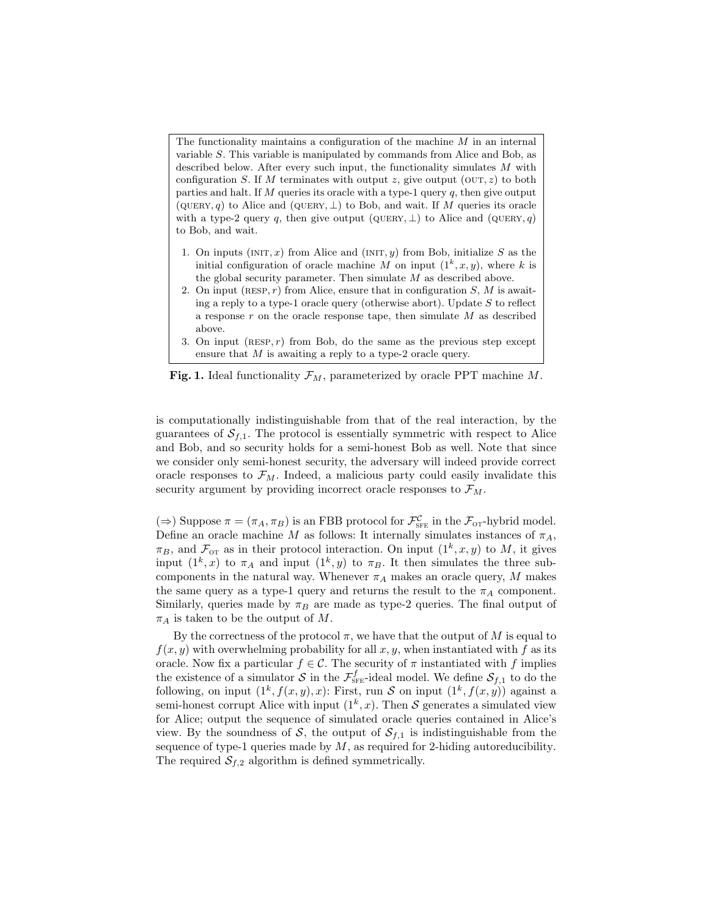The functionality maintains a configuration of the machine $M$ in an internal variable $S$. This variable is manipulated by commands from Alice and Bob, as described below. After every such input, the functionality simulates $M$ with configuration $S$. If $M$ terminates with output $z$, give output $(\textsc{out}, z)$ to both parties and halt. If $M$ queries its oracle with a type-1 query $q$, then give output $(\textsc{query}, q)$ to Alice and $(\textsc{query}, \perp)$ to Bob, and wait. If $M$ queries its oracle with a type-2 query $q$, then give output $(\textsc{query}, \perp)$ to Alice and $(\textsc{query}, q)$ to Bob, and wait.

1. On inputs $(\textsc{init}, x)$ from Alice and $(\textsc{init}, y)$ from Bob, initialize $S$ as the initial configuration of oracle machine $M$ on input $(1^k, x, y)$, where $k$ is the global security parameter. Then simulate $M$ as described above.
2. On input $(\textsc{resp}, r)$ from Alice, ensure that in configuration $S$, $M$ is awaiting a reply to a type-1 oracle query (otherwise abort). Update $S$ to reflect a response $r$ on the oracle response tape, then simulate $M$ as described above.
3. On input $(\textsc{resp}, r)$ from Bob, do the same as the previous step except ensure that $M$ is awaiting a reply to a type-2 oracle query.

**Fig. 1.** Ideal functionality $\mathcal{F}_M$, parameterized by oracle PPT machine $M$.

is computationally indistinguishable from that of the real interaction, by the guarantees of $\mathcal{S}_{f,1}$. The protocol is essentially symmetric with respect to Alice and Bob, and so security holds for a semi-honest Bob as well. Note that since we consider only semi-honest security, the adversary will indeed provide correct oracle responses to $\mathcal{F}_M$. Indeed, a malicious party could easily invalidate this security argument by providing incorrect oracle responses to $\mathcal{F}_M$.

($\Rightarrow$) Suppose $\pi = (\pi_A, \pi_B)$ is an FBB protocol for $\mathcal{F}^{\mathcal{C}}_{\textsc{sfe}}$ in the $\mathcal{F}_{\textsc{ot}}$-hybrid model. Define an oracle machine $M$ as follows: It internally simulates instances of $\pi_A$, $\pi_B$, and $\mathcal{F}_{\textsc{ot}}$ as in their protocol interaction. On input $(1^k, x, y)$ to $M$, it gives input $(1^k, x)$ to $\pi_A$ and input $(1^k, y)$ to $\pi_B$. It then simulates the three subcomponents in the natural way. Whenever $\pi_A$ makes an oracle query, $M$ makes the same query as a type-1 query and returns the result to the $\pi_A$ component. Similarly, queries made by $\pi_B$ are made as type-2 queries. The final output of $\pi_A$ is taken to be the output of $M$.

By the correctness of the protocol $\pi$, we have that the output of $M$ is equal to $f(x, y)$ with overwhelming probability for all $x, y$, when instantiated with $f$ as its oracle. Now fix a particular $f \in \mathcal{C}$. The security of $\pi$ instantiated with $f$ implies the existence of a simulator $\mathcal{S}$ in the $\mathcal{F}^{f}_{\textsc{sfe}}$-ideal model. We define $\mathcal{S}_{f,1}$ to do the following, on input $(1^k, f(x, y), x)$: First, run $\mathcal{S}$ on input $(1^k, f(x, y))$ against a semi-honest corrupt Alice with input $(1^k, x)$. Then $\mathcal{S}$ generates a simulated view for Alice; output the sequence of simulated oracle queries contained in Alice's view. By the soundness of $\mathcal{S}$, the output of $\mathcal{S}_{f,1}$ is indistinguishable from the sequence of type-1 queries made by $M$, as required for 2-hiding autoreducibility. The required $\mathcal{S}_{f,2}$ algorithm is defined symmetrically.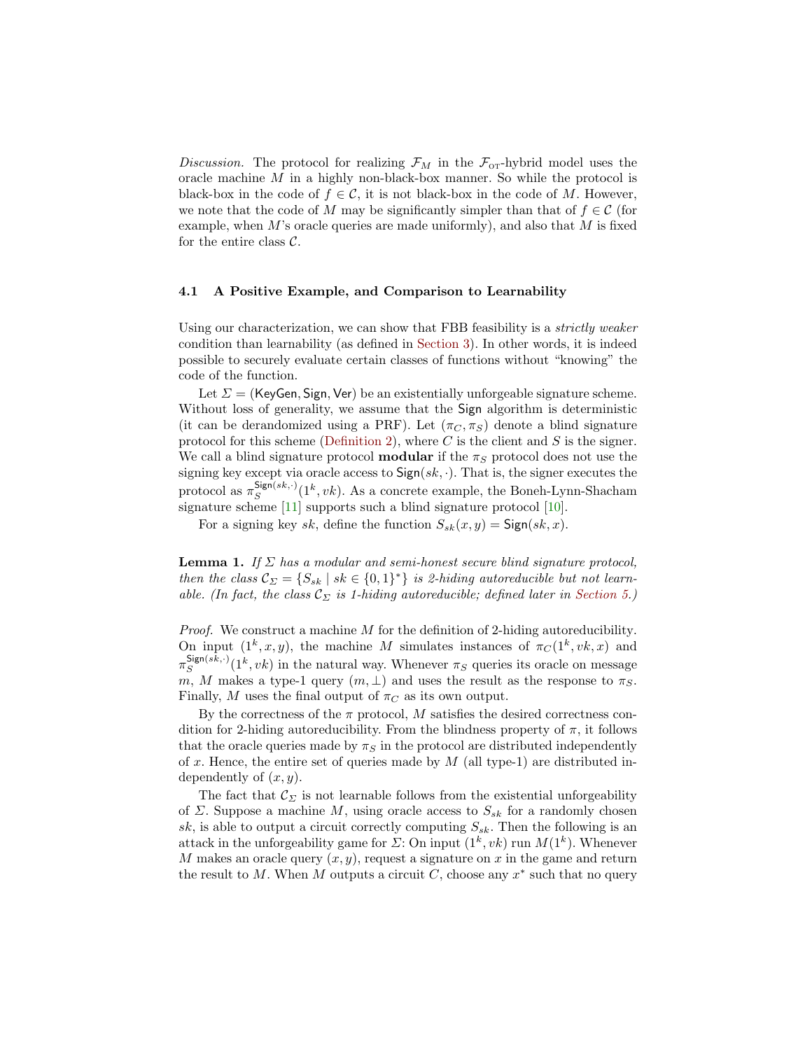*Discussion.* The protocol for realizing $\mathcal{F}_M$ in the $\mathcal{F}_{\text{OT}}$-hybrid model uses the oracle machine $M$ in a highly non-black-box manner. So while the protocol is black-box in the code of $f \in \mathcal{C}$, it is not black-box in the code of $M$. However, we note that the code of $M$ may be significantly simpler than that of $f \in \mathcal{C}$ (for example, when $M$'s oracle queries are made uniformly), and also that $M$ is fixed for the entire class $\mathcal{C}$.

### 4.1 A Positive Example, and Comparison to Learnability

Using our characterization, we can show that FBB feasibility is a *strictly weaker* condition than learnability (as defined in Section 3). In other words, it is indeed possible to securely evaluate certain classes of functions without "knowing" the code of the function.

Let $\Sigma = (\mathsf{KeyGen}, \mathsf{Sign}, \mathsf{Ver})$ be an existentially unforgeable signature scheme. Without loss of generality, we assume that the $\mathsf{Sign}$ algorithm is deterministic (it can be derandomized using a PRF). Let $(\pi_C, \pi_S)$ denote a blind signature protocol for this scheme (Definition 2), where $C$ is the client and $S$ is the signer. We call a blind signature protocol **modular** if the $\pi_S$ protocol does not use the signing key except via oracle access to $\mathsf{Sign}(sk, \cdot)$. That is, the signer executes the protocol as $\pi_S^{\mathsf{Sign}(sk,\cdot)}(1^k, vk)$. As a concrete example, the Boneh-Lynn-Shacham signature scheme [11] supports such a blind signature protocol [10].

For a signing key $sk$, define the function $S_{sk}(x, y) = \mathsf{Sign}(sk, x)$.

**Lemma 1.** *If $\Sigma$ has a modular and semi-honest secure blind signature protocol, then the class $\mathcal{C}_\Sigma = \{S_{sk} \mid sk \in \{0,1\}^*\}$ is 2-hiding autoreducible but not learnable. (In fact, the class $\mathcal{C}_\Sigma$ is 1-hiding autoreducible; defined later in Section 5.)*

*Proof.* We construct a machine $M$ for the definition of 2-hiding autoreducibility. On input $(1^k, x, y)$, the machine $M$ simulates instances of $\pi_C(1^k, vk, x)$ and $\pi_S^{\mathsf{Sign}(sk,\cdot)}(1^k, vk)$ in the natural way. Whenever $\pi_S$ queries its oracle on message $m$, $M$ makes a type-1 query $(m, \perp)$ and uses the result as the response to $\pi_S$. Finally, $M$ uses the final output of $\pi_C$ as its own output.

By the correctness of the $\pi$ protocol, $M$ satisfies the desired correctness condition for 2-hiding autoreducibility. From the blindness property of $\pi$, it follows that the oracle queries made by $\pi_S$ in the protocol are distributed independently of $x$. Hence, the entire set of queries made by $M$ (all type-1) are distributed independently of $(x, y)$.

The fact that $\mathcal{C}_\Sigma$ is not learnable follows from the existential unforgeability of $\Sigma$. Suppose a machine $M$, using oracle access to $S_{sk}$ for a randomly chosen $sk$, is able to output a circuit correctly computing $S_{sk}$. Then the following is an attack in the unforgeability game for $\Sigma$: On input $(1^k, vk)$ run $M(1^k)$. Whenever $M$ makes an oracle query $(x, y)$, request a signature on $x$ in the game and return the result to $M$. When $M$ outputs a circuit $C$, choose any $x^*$ such that no query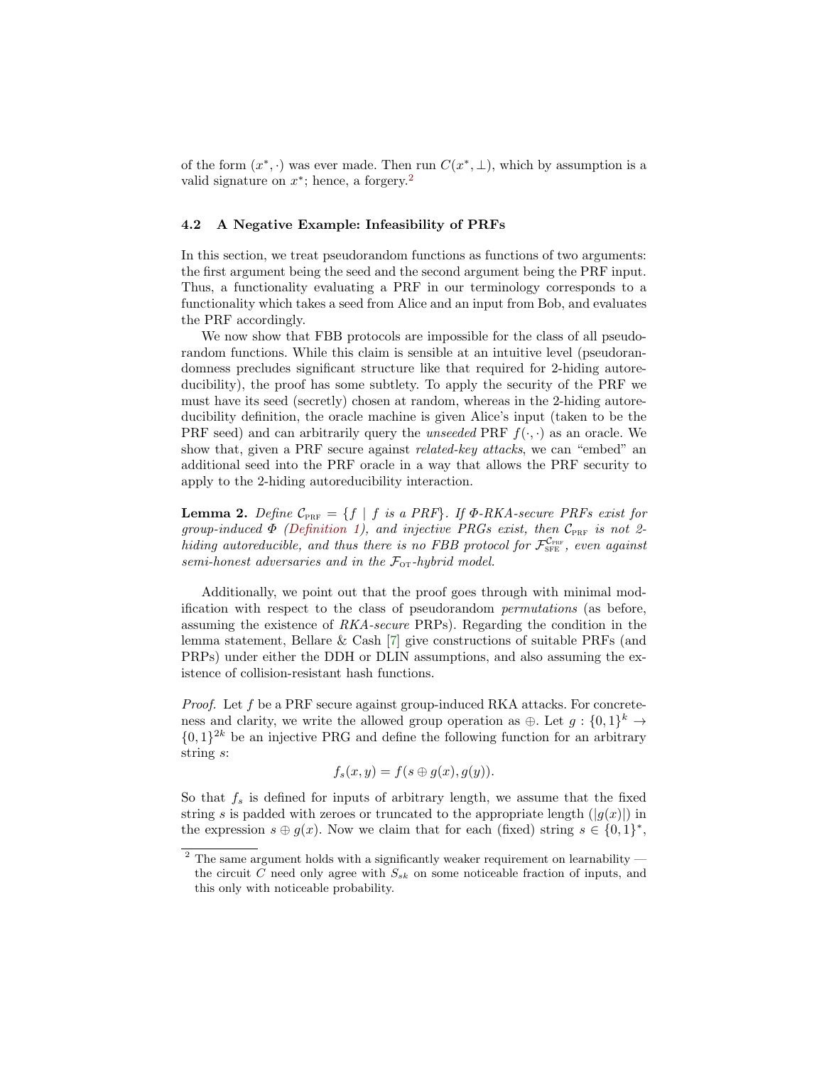of the form $(x^*, \cdot)$ was ever made. Then run $C(x^*, \bot)$, which by assumption is a valid signature on $x^*$; hence, a forgery.[2]

### 4.2 A Negative Example: Infeasibility of PRFs

In this section, we treat pseudorandom functions as functions of two arguments: the first argument being the seed and the second argument being the PRF input. Thus, a functionality evaluating a PRF in our terminology corresponds to a functionality which takes a seed from Alice and an input from Bob, and evaluates the PRF accordingly.

We now show that FBB protocols are impossible for the class of all pseudorandom functions. While this claim is sensible at an intuitive level (pseudorandomness precludes significant structure like that required for 2-hiding autoreducibility), the proof has some subtlety. To apply the security of the PRF we must have its seed (secretly) chosen at random, whereas in the 2-hiding autoreducibility definition, the oracle machine is given Alice's input (taken to be the PRF seed) and can arbitrarily query the *unseeded* PRF $f(\cdot, \cdot)$ as an oracle. We show that, given a PRF secure against *related-key attacks*, we can "embed" an additional seed into the PRF oracle in a way that allows the PRF security to apply to the 2-hiding autoreducibility interaction.

**Lemma 2.** *Define $\mathcal{C}_{\text{PRF}} = \{f \mid f \text{ is a PRF}\}$. If $\Phi$-RKA-secure PRFs exist for group-induced $\Phi$ (Definition 1), and injective PRGs exist, then $\mathcal{C}_{\text{PRF}}$ is not 2-hiding autoreducible, and thus there is no FBB protocol for $\mathcal{F}_{\text{SFE}}^{\mathcal{C}_{\text{PRF}}}$, even against semi-honest adversaries and in the $\mathcal{F}_{\text{OT}}$-hybrid model.*

Additionally, we point out that the proof goes through with minimal modification with respect to the class of pseudorandom *permutations* (as before, assuming the existence of *RKA-secure* PRPs). Regarding the condition in the lemma statement, Bellare & Cash [7] give constructions of suitable PRFs (and PRPs) under either the DDH or DLIN assumptions, and also assuming the existence of collision-resistant hash functions.

*Proof.* Let $f$ be a PRF secure against group-induced RKA attacks. For concreteness and clarity, we write the allowed group operation as $\oplus$. Let $g : \{0,1\}^k \to \{0,1\}^{2k}$ be an injective PRG and define the following function for an arbitrary string $s$:

$$f_s(x, y) = f(s \oplus g(x), g(y)).$$

So that $f_s$ is defined for inputs of arbitrary length, we assume that the fixed string $s$ is padded with zeroes or truncated to the appropriate length ($|g(x)|$) in the expression $s \oplus g(x)$. Now we claim that for each (fixed) string $s \in \{0,1\}^*$,

[2] The same argument holds with a significantly weaker requirement on learnability — the circuit $C$ need only agree with $S_{sk}$ on some noticeable fraction of inputs, and this only with noticeable probability.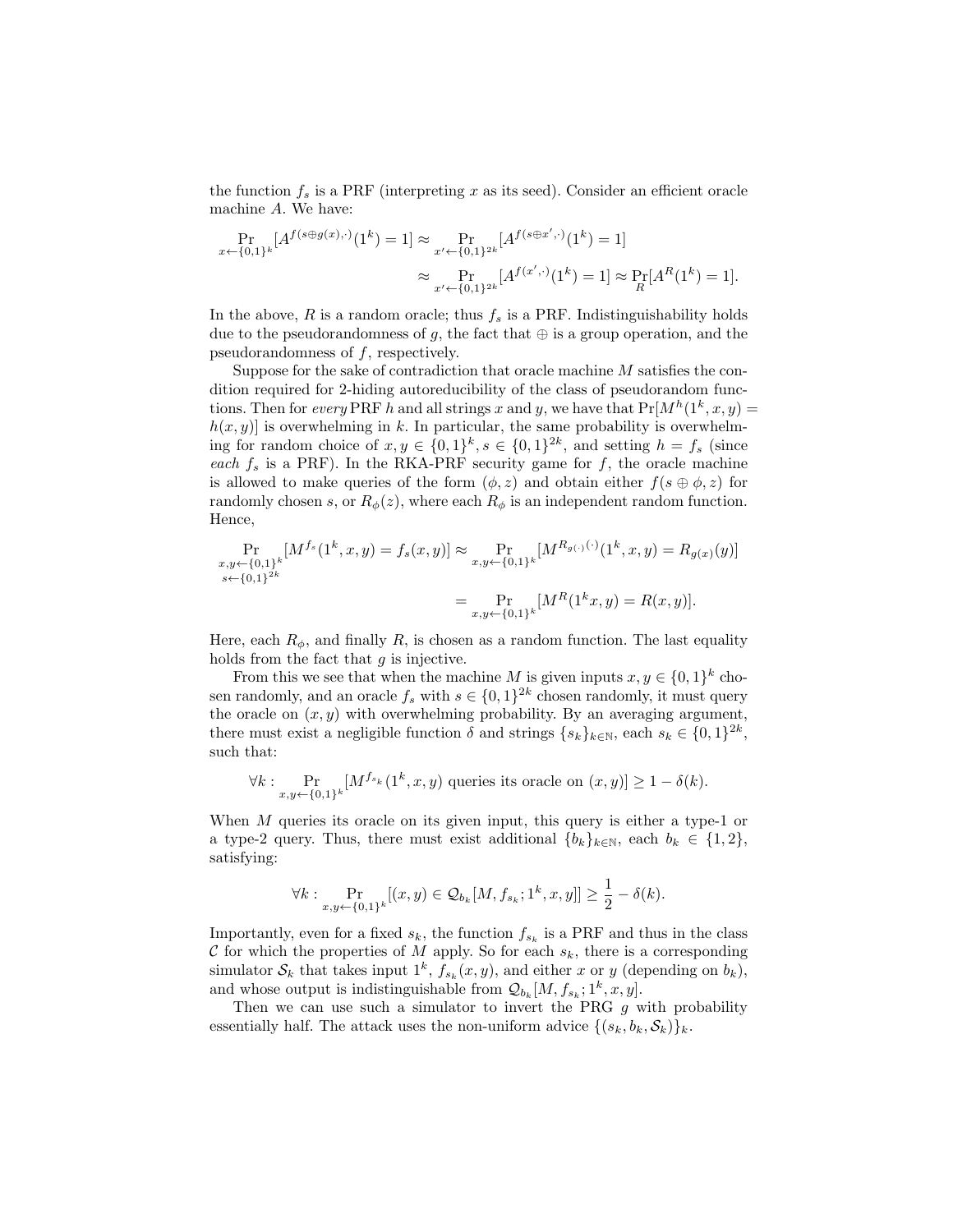the function $f_s$ is a PRF (interpreting $x$ as its seed). Consider an efficient oracle machine $A$. We have:

$$\Pr_{x \leftarrow \{0,1\}^k}[A^{f(s \oplus g(x), \cdot)}(1^k) = 1] \approx \Pr_{x' \leftarrow \{0,1\}^{2k}}[A^{f(s \oplus x', \cdot)}(1^k) = 1]$$
$$\approx \Pr_{x' \leftarrow \{0,1\}^{2k}}[A^{f(x', \cdot)}(1^k) = 1] \approx \Pr_R[A^R(1^k) = 1].$$

In the above, $R$ is a random oracle; thus $f_s$ is a PRF. Indistinguishability holds due to the pseudorandomness of $g$, the fact that $\oplus$ is a group operation, and the pseudorandomness of $f$, respectively.

Suppose for the sake of contradiction that oracle machine $M$ satisfies the condition required for 2-hiding autoreducibility of the class of pseudorandom functions. Then for *every* PRF $h$ and all strings $x$ and $y$, we have that $\Pr[M^h(1^k, x, y) = h(x, y)]$ is overwhelming in $k$. In particular, the same probability is overwhelming for random choice of $x, y \in \{0,1\}^k, s \in \{0,1\}^{2k}$, and setting $h = f_s$ (since *each* $f_s$ is a PRF). In the RKA-PRF security game for $f$, the oracle machine is allowed to make queries of the form $(\phi, z)$ and obtain either $f(s \oplus \phi, z)$ for randomly chosen $s$, or $R_\phi(z)$, where each $R_\phi$ is an independent random function. Hence,

$$\Pr_{\substack{x,y \leftarrow \{0,1\}^k \\ s \leftarrow \{0,1\}^{2k}}}[M^{f_s}(1^k, x, y) = f_s(x, y)] \approx \Pr_{x,y \leftarrow \{0,1\}^k}[M^{R_{g(\cdot)}(\cdot)}(1^k, x, y) = R_{g(x)}(y)]$$
$$= \Pr_{x,y \leftarrow \{0,1\}^k}[M^R(1^k x, y) = R(x, y)].$$

Here, each $R_\phi$, and finally $R$, is chosen as a random function. The last equality holds from the fact that $g$ is injective.

From this we see that when the machine $M$ is given inputs $x, y \in \{0,1\}^k$ chosen randomly, and an oracle $f_s$ with $s \in \{0,1\}^{2k}$ chosen randomly, it must query the oracle on $(x, y)$ with overwhelming probability. By an averaging argument, there must exist a negligible function $\delta$ and strings $\{s_k\}_{k \in \mathbb{N}}$, each $s_k \in \{0,1\}^{2k}$, such that:

$$\forall k : \Pr_{x,y \leftarrow \{0,1\}^k}[M^{f_{s_k}}(1^k, x, y) \text{ queries its oracle on } (x, y)] \geq 1 - \delta(k).$$

When $M$ queries its oracle on its given input, this query is either a type-1 or a type-2 query. Thus, there must exist additional $\{b_k\}_{k \in \mathbb{N}}$, each $b_k \in \{1, 2\}$, satisfying:

$$\forall k : \Pr_{x,y \leftarrow \{0,1\}^k}[(x, y) \in \mathcal{Q}_{b_k}[M, f_{s_k}; 1^k, x, y]] \geq \frac{1}{2} - \delta(k).$$

Importantly, even for a fixed $s_k$, the function $f_{s_k}$ is a PRF and thus in the class $\mathcal{C}$ for which the properties of $M$ apply. So for each $s_k$, there is a corresponding simulator $\mathcal{S}_k$ that takes input $1^k$, $f_{s_k}(x, y)$, and either $x$ or $y$ (depending on $b_k$), and whose output is indistinguishable from $\mathcal{Q}_{b_k}[M, f_{s_k}; 1^k, x, y]$.

Then we can use such a simulator to invert the PRG $g$ with probability essentially half. The attack uses the non-uniform advice $\{(s_k, b_k, \mathcal{S}_k)\}_k$.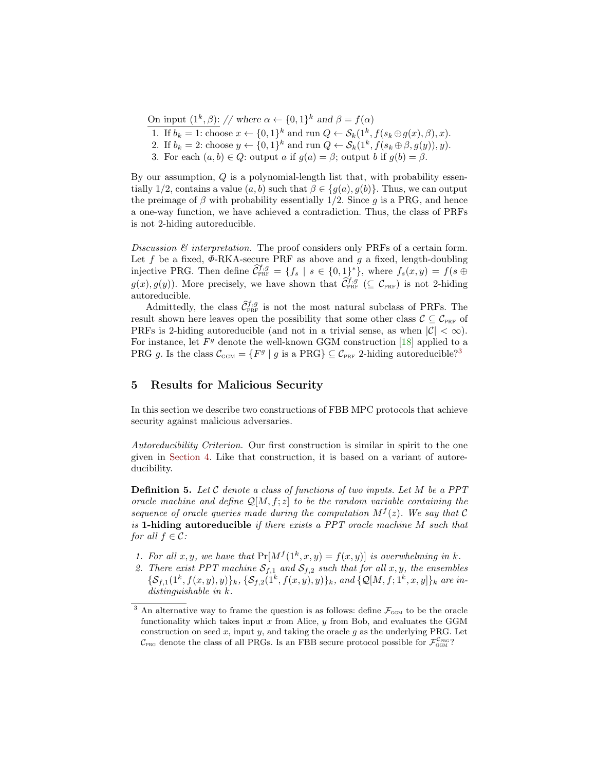<u>On input $(1^k, \beta)$:</u> // *where* $\alpha \leftarrow \{0,1\}^k$ *and* $\beta = f(\alpha)$

1. If $b_k = 1$: choose $x \leftarrow \{0,1\}^k$ and run $Q \leftarrow \mathcal{S}_k(1^k, f(s_k \oplus g(x), \beta), x)$.
2. If $b_k = 2$: choose $y \leftarrow \{0,1\}^k$ and run $Q \leftarrow \mathcal{S}_k(1^k, f(s_k \oplus \beta, g(y)), y)$.
3. For each $(a, b) \in Q$: output $a$ if $g(a) = \beta$; output $b$ if $g(b) = \beta$.

By our assumption, $Q$ is a polynomial-length list that, with probability essentially $1/2$, contains a value $(a, b)$ such that $\beta \in \{g(a), g(b)\}$. Thus, we can output the preimage of $\beta$ with probability essentially $1/2$. Since $g$ is a PRG, and hence a one-way function, we have achieved a contradiction. Thus, the class of PRFs is not 2-hiding autoreducible.

*Discussion & interpretation.* The proof considers only PRFs of a certain form. Let $f$ be a fixed, $\Phi$-RKA-secure PRF as above and $g$ a fixed, length-doubling injective PRG. Then define $\widehat{\mathcal{C}}^{f,g}_{\text{PRF}} = \{f_s \mid s \in \{0,1\}^*\}$, where $f_s(x, y) = f(s \oplus g(x), g(y))$. More precisely, we have shown that $\widehat{\mathcal{C}}^{f,g}_{\text{PRF}}$ ($\subseteq \mathcal{C}_{\text{PRF}}$) is not 2-hiding autoreducible.

Admittedly, the class $\widehat{\mathcal{C}}^{f,g}_{\text{PRF}}$ is not the most natural subclass of PRFs. The result shown here leaves open the possibility that some other class $\mathcal{C} \subseteq \mathcal{C}_{\text{PRF}}$ of PRFs is 2-hiding autoreducible (and not in a trivial sense, as when $|\mathcal{C}| < \infty$). For instance, let $F^g$ denote the well-known GGM construction [18] applied to a PRG $g$. Is the class $\mathcal{C}_{\text{GGM}} = \{F^g \mid g \text{ is a PRG}\} \subseteq \mathcal{C}_{\text{PRF}}$ 2-hiding autoreducible?[3]

## 5 Results for Malicious Security

In this section we describe two constructions of FBB MPC protocols that achieve security against malicious adversaries.

*Autoreducibility Criterion.* Our first construction is similar in spirit to the one given in Section 4. Like that construction, it is based on a variant of autoreducibility.

**Definition 5.** *Let $\mathcal{C}$ denote a class of functions of two inputs. Let $M$ be a PPT oracle machine and define $\mathcal{Q}[M, f; z]$ to be the random variable containing the sequence of oracle queries made during the computation $M^f(z)$. We say that $\mathcal{C}$ is* **1-hiding autoreducible** *if there exists a PPT oracle machine $M$ such that for all $f \in \mathcal{C}$:*

1. *For all $x, y$, we have that $\Pr[M^f(1^k, x, y) = f(x, y)]$ is overwhelming in $k$.*
2. *There exist PPT machine $\mathcal{S}_{f,1}$ and $\mathcal{S}_{f,2}$ such that for all $x, y$, the ensembles $\{\mathcal{S}_{f,1}(1^k, f(x, y), y)\}_k$, $\{\mathcal{S}_{f,2}(1^k, f(x, y), y)\}_k$, and $\{\mathcal{Q}[M, f; 1^k, x, y]\}_k$ are indistinguishable in $k$.*

[3] An alternative way to frame the question is as follows: define $\mathcal{F}_{\text{GGM}}$ to be the oracle functionality which takes input $x$ from Alice, $y$ from Bob, and evaluates the GGM construction on seed $x$, input $y$, and taking the oracle $g$ as the underlying PRG. Let $\mathcal{C}_{\text{PRG}}$ denote the class of all PRGs. Is an FBB secure protocol possible for $\mathcal{F}_{\text{GGM}}^{\mathcal{C}_{\text{PRG}}}$?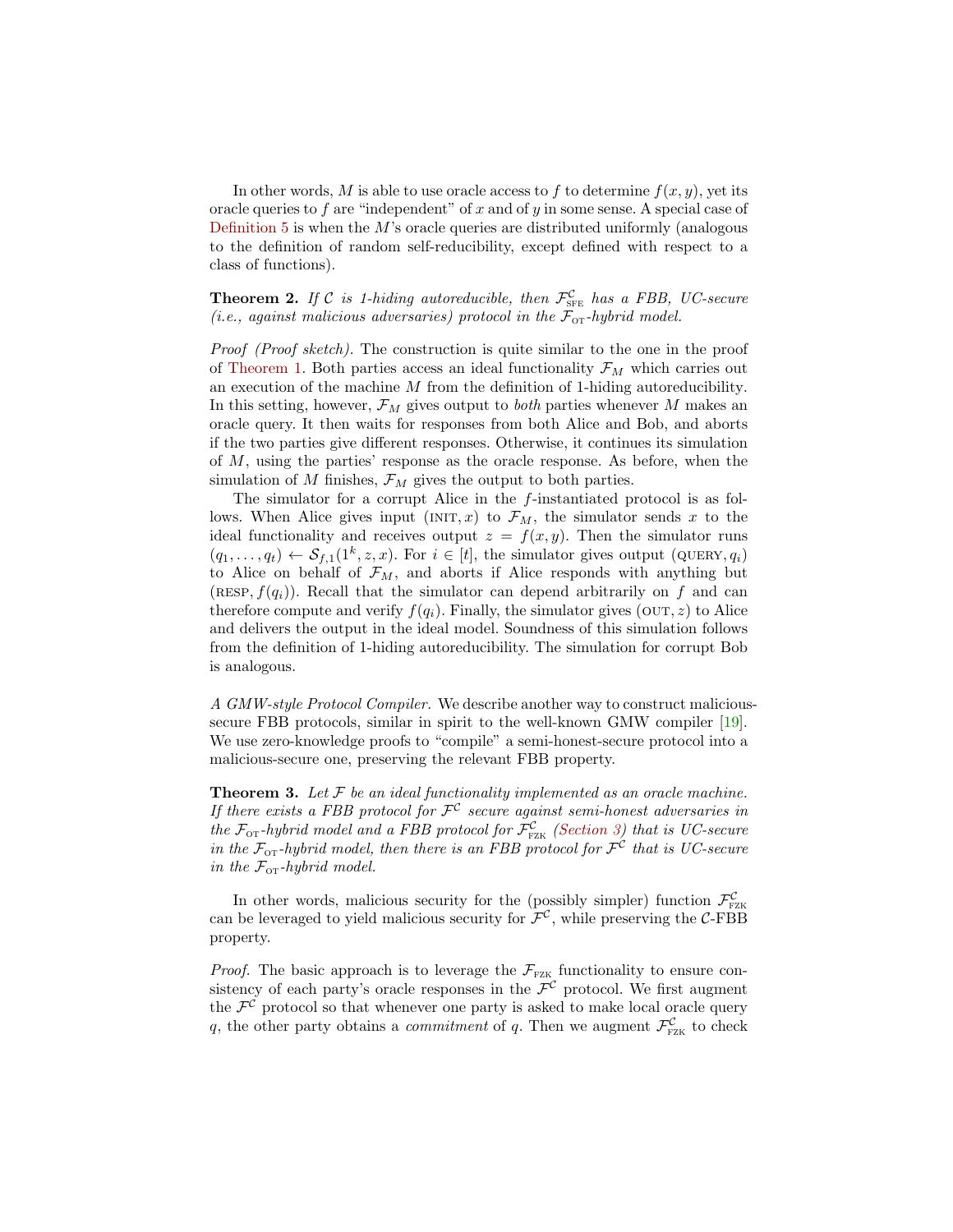In other words, $M$ is able to use oracle access to $f$ to determine $f(x,y)$, yet its oracle queries to $f$ are "independent" of $x$ and of $y$ in some sense. A special case of Definition 5 is when the $M$'s oracle queries are distributed uniformly (analogous to the definition of random self-reducibility, except defined with respect to a class of functions).

**Theorem 2.** *If $\mathcal{C}$ is 1-hiding autoreducible, then $\mathcal{F}^{\mathcal{C}}_{\text{SFE}}$ has a FBB, UC-secure (i.e., against malicious adversaries) protocol in the $\mathcal{F}_{\text{OT}}$-hybrid model.*

*Proof (Proof sketch).* The construction is quite similar to the one in the proof of Theorem 1. Both parties access an ideal functionality $\mathcal{F}_M$ which carries out an execution of the machine $M$ from the definition of 1-hiding autoreducibility. In this setting, however, $\mathcal{F}_M$ gives output to *both* parties whenever $M$ makes an oracle query. It then waits for responses from both Alice and Bob, and aborts if the two parties give different responses. Otherwise, it continues its simulation of $M$, using the parties' response as the oracle response. As before, when the simulation of $M$ finishes, $\mathcal{F}_M$ gives the output to both parties.

The simulator for a corrupt Alice in the $f$-instantiated protocol is as follows. When Alice gives input $(\text{INIT}, x)$ to $\mathcal{F}_M$, the simulator sends $x$ to the ideal functionality and receives output $z = f(x,y)$. Then the simulator runs $(q_1, \ldots, q_t) \leftarrow \mathcal{S}_{f,1}(1^k, z, x)$. For $i \in [t]$, the simulator gives output $(\text{QUERY}, q_i)$ to Alice on behalf of $\mathcal{F}_M$, and aborts if Alice responds with anything but $(\text{RESP}, f(q_i))$. Recall that the simulator can depend arbitrarily on $f$ and can therefore compute and verify $f(q_i)$. Finally, the simulator gives $(\text{OUT}, z)$ to Alice and delivers the output in the ideal model. Soundness of this simulation follows from the definition of 1-hiding autoreducibility. The simulation for corrupt Bob is analogous.

*A GMW-style Protocol Compiler.* We describe another way to construct malicious-secure FBB protocols, similar in spirit to the well-known GMW compiler [19]. We use zero-knowledge proofs to "compile" a semi-honest-secure protocol into a malicious-secure one, preserving the relevant FBB property.

**Theorem 3.** *Let $\mathcal{F}$ be an ideal functionality implemented as an oracle machine. If there exists a FBB protocol for $\mathcal{F}^{\mathcal{C}}$ secure against semi-honest adversaries in the $\mathcal{F}_{\text{OT}}$-hybrid model and a FBB protocol for $\mathcal{F}^{\mathcal{C}}_{\text{FZK}}$ (Section 3) that is UC-secure in the $\mathcal{F}_{\text{OT}}$-hybrid model, then there is an FBB protocol for $\mathcal{F}^{\mathcal{C}}$ that is UC-secure in the $\mathcal{F}_{\text{OT}}$-hybrid model.*

In other words, malicious security for the (possibly simpler) function $\mathcal{F}^{\mathcal{C}}_{\text{FZK}}$ can be leveraged to yield malicious security for $\mathcal{F}^{\mathcal{C}}$, while preserving the $\mathcal{C}$-FBB property.

*Proof.* The basic approach is to leverage the $\mathcal{F}_{\text{FZK}}$ functionality to ensure consistency of each party's oracle responses in the $\mathcal{F}^{\mathcal{C}}$ protocol. We first augment the $\mathcal{F}^{\mathcal{C}}$ protocol so that whenever one party is asked to make local oracle query $q$, the other party obtains a *commitment* of $q$. Then we augment $\mathcal{F}^{\mathcal{C}}_{\text{FZK}}$ to check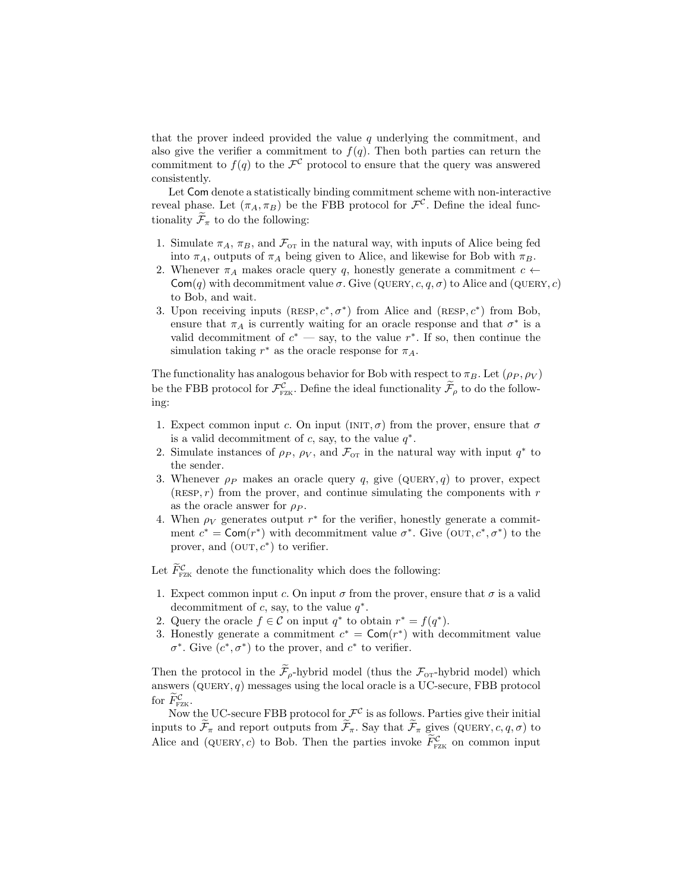that the prover indeed provided the value $q$ underlying the commitment, and also give the verifier a commitment to $f(q)$. Then both parties can return the commitment to $f(q)$ to the $\mathcal{F}^{\mathcal{C}}$ protocol to ensure that the query was answered consistently.

Let $\mathsf{Com}$ denote a statistically binding commitment scheme with non-interactive reveal phase. Let $(\pi_A, \pi_B)$ be the FBB protocol for $\mathcal{F}^{\mathcal{C}}$. Define the ideal functionality $\widetilde{\mathcal{F}}_\pi$ to do the following:

1. Simulate $\pi_A$, $\pi_B$, and $\mathcal{F}_{\text{OT}}$ in the natural way, with inputs of Alice being fed into $\pi_A$, outputs of $\pi_A$ being given to Alice, and likewise for Bob with $\pi_B$.
2. Whenever $\pi_A$ makes oracle query $q$, honestly generate a commitment $c \leftarrow \mathsf{Com}(q)$ with decommitment value $\sigma$. Give $(\textsc{query}, c, q, \sigma)$ to Alice and $(\textsc{query}, c)$ to Bob, and wait.
3. Upon receiving inputs $(\textsc{resp}, c^*, \sigma^*)$ from Alice and $(\textsc{resp}, c^*)$ from Bob, ensure that $\pi_A$ is currently waiting for an oracle response and that $\sigma^*$ is a valid decommitment of $c^*$ — say, to the value $r^*$. If so, then continue the simulation taking $r^*$ as the oracle response for $\pi_A$.

The functionality has analogous behavior for Bob with respect to $\pi_B$. Let $(\rho_P, \rho_V)$ be the FBB protocol for $\mathcal{F}^{\mathcal{C}}_{\text{FZK}}$. Define the ideal functionality $\widetilde{\mathcal{F}}_\rho$ to do the following:

1. Expect common input $c$. On input $(\textsc{init}, \sigma)$ from the prover, ensure that $\sigma$ is a valid decommitment of $c$, say, to the value $q^*$.
2. Simulate instances of $\rho_P$, $\rho_V$, and $\mathcal{F}_{\text{OT}}$ in the natural way with input $q^*$ to the sender.
3. Whenever $\rho_P$ makes an oracle query $q$, give $(\textsc{query}, q)$ to prover, expect $(\textsc{resp}, r)$ from the prover, and continue simulating the components with $r$ as the oracle answer for $\rho_P$.
4. When $\rho_V$ generates output $r^*$ for the verifier, honestly generate a commitment $c^* = \mathsf{Com}(r^*)$ with decommitment value $\sigma^*$. Give $(\textsc{out}, c^*, \sigma^*)$ to the prover, and $(\textsc{out}, c^*)$ to verifier.

Let $\widetilde{F}^{\mathcal{C}}_{\text{FZK}}$ denote the functionality which does the following:

1. Expect common input $c$. On input $\sigma$ from the prover, ensure that $\sigma$ is a valid decommitment of $c$, say, to the value $q^*$.
2. Query the oracle $f \in \mathcal{C}$ on input $q^*$ to obtain $r^* = f(q^*)$.
3. Honestly generate a commitment $c^* = \mathsf{Com}(r^*)$ with decommitment value $\sigma^*$. Give $(c^*, \sigma^*)$ to the prover, and $c^*$ to verifier.

Then the protocol in the $\widetilde{\mathcal{F}}_\rho$-hybrid model (thus the $\mathcal{F}_{\text{OT}}$-hybrid model) which answers $(\textsc{query}, q)$ messages using the local oracle is a UC-secure, FBB protocol for $\widetilde{F}^{\mathcal{C}}_{\text{FZK}}$.

Now the UC-secure FBB protocol for $\mathcal{F}^{\mathcal{C}}$ is as follows. Parties give their initial inputs to $\widetilde{\mathcal{F}}_\pi$ and report outputs from $\widetilde{\mathcal{F}}_\pi$. Say that $\widetilde{\mathcal{F}}_\pi$ gives $(\textsc{query}, c, q, \sigma)$ to Alice and $(\textsc{query}, c)$ to Bob. Then the parties invoke $\widetilde{F}^{\mathcal{C}}_{\text{FZK}}$ on common input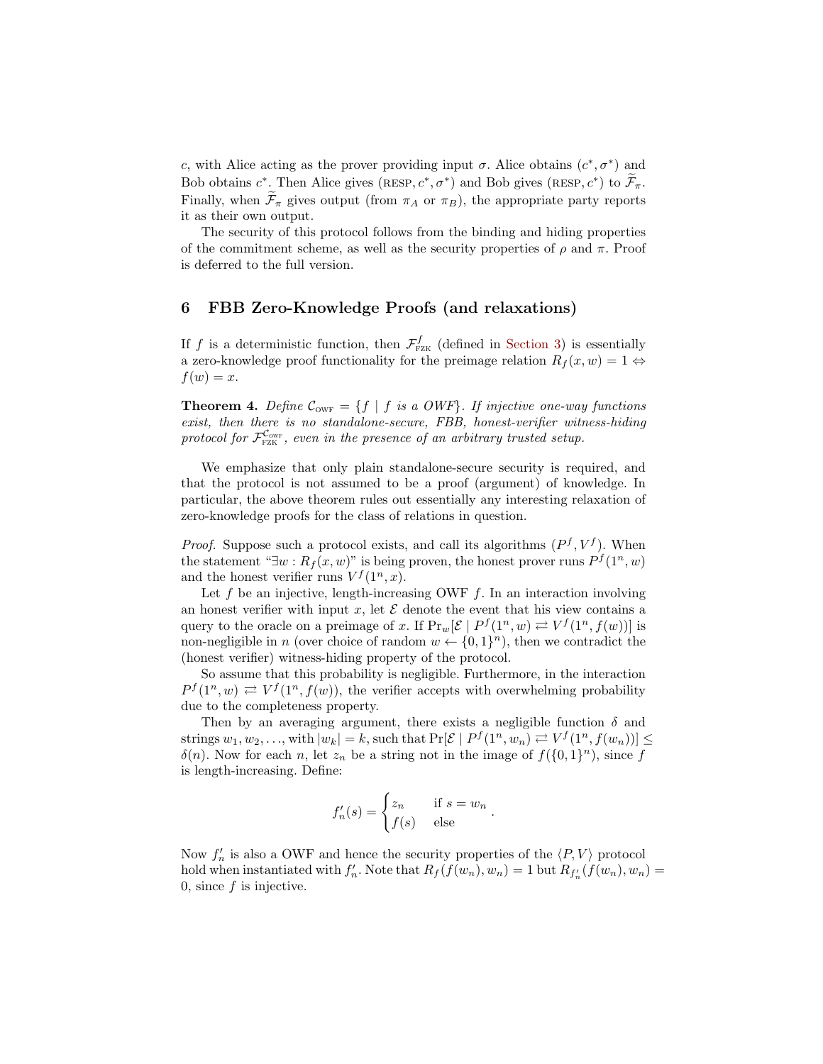$c$, with Alice acting as the prover providing input $\sigma$. Alice obtains $(c^*, \sigma^*)$ and Bob obtains $c^*$. Then Alice gives $(\text{RESP}, c^*, \sigma^*)$ and Bob gives $(\text{RESP}, c^*)$ to $\widetilde{\mathcal{F}}_\pi$. Finally, when $\widetilde{\mathcal{F}}_\pi$ gives output (from $\pi_A$ or $\pi_B$), the appropriate party reports it as their own output.

The security of this protocol follows from the binding and hiding properties of the commitment scheme, as well as the security properties of $\rho$ and $\pi$. Proof is deferred to the full version.

## 6 FBB Zero-Knowledge Proofs (and relaxations)

If $f$ is a deterministic function, then $\mathcal{F}^f_{\text{FZK}}$ (defined in Section 3) is essentially a zero-knowledge proof functionality for the preimage relation $R_f(x, w) = 1 \Leftrightarrow f(w) = x$.

**Theorem 4.** *Define $\mathcal{C}_{\text{OWF}} = \{f \mid f \text{ is a OWF}\}$. If injective one-way functions exist, then there is no standalone-secure, FBB, honest-verifier witness-hiding protocol for $\mathcal{F}^{\mathcal{C}_{\text{OWF}}}_{\text{FZK}}$, even in the presence of an arbitrary trusted setup.*

We emphasize that only plain standalone-secure security is required, and that the protocol is not assumed to be a proof (argument) of knowledge. In particular, the above theorem rules out essentially any interesting relaxation of zero-knowledge proofs for the class of relations in question.

*Proof.* Suppose such a protocol exists, and call its algorithms $(P^f, V^f)$. When the statement "$\exists w : R_f(x, w)$" is being proven, the honest prover runs $P^f(1^n, w)$ and the honest verifier runs $V^f(1^n, x)$.

Let $f$ be an injective, length-increasing OWF $f$. In an interaction involving an honest verifier with input $x$, let $\mathcal{E}$ denote the event that his view contains a query to the oracle on a preimage of $x$. If $\Pr_w[\mathcal{E} \mid P^f(1^n, w) \rightleftarrows V^f(1^n, f(w))]$ is non-negligible in $n$ (over choice of random $w \leftarrow \{0,1\}^n$), then we contradict the (honest verifier) witness-hiding property of the protocol.

So assume that this probability is negligible. Furthermore, in the interaction $P^f(1^n, w) \rightleftarrows V^f(1^n, f(w))$, the verifier accepts with overwhelming probability due to the completeness property.

Then by an averaging argument, there exists a negligible function $\delta$ and strings $w_1, w_2, \ldots$, with $|w_k| = k$, such that $\Pr[\mathcal{E} \mid P^f(1^n, w_n) \rightleftarrows V^f(1^n, f(w_n))] \leq \delta(n)$. Now for each $n$, let $z_n$ be a string not in the image of $f(\{0,1\}^n)$, since $f$ is length-increasing. Define:

$$f'_n(s) = \begin{cases} z_n & \text{if } s = w_n \\ f(s) & \text{else} \end{cases}.$$

Now $f'_n$ is also a OWF and hence the security properties of the $\langle P, V \rangle$ protocol hold when instantiated with $f'_n$. Note that $R_f(f(w_n), w_n) = 1$ but $R_{f'_n}(f(w_n), w_n) = 0$, since $f$ is injective.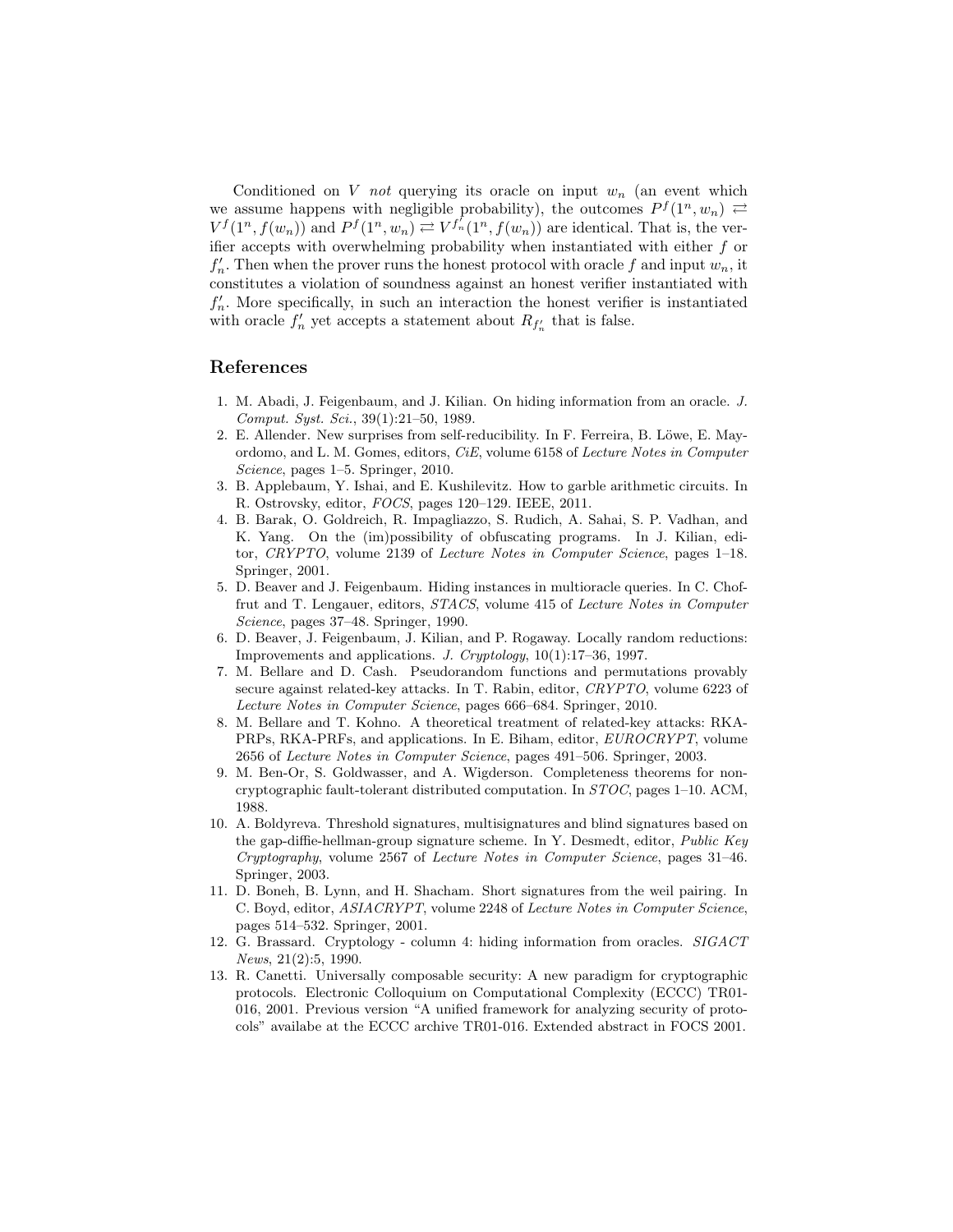Conditioned on $V$ *not* querying its oracle on input $w_n$ (an event which we assume happens with negligible probability), the outcomes $P^f(1^n, w_n) \rightleftarrows V^f(1^n, f(w_n))$ and $P^f(1^n, w_n) \rightleftarrows V^{f'_n}(1^n, f(w_n))$ are identical. That is, the verifier accepts with overwhelming probability when instantiated with either $f$ or $f'_n$. Then when the prover runs the honest protocol with oracle $f$ and input $w_n$, it constitutes a violation of soundness against an honest verifier instantiated with $f'_n$. More specifically, in such an interaction the honest verifier is instantiated with oracle $f'_n$ yet accepts a statement about $R_{f'_n}$ that is false.

## References

1. M. Abadi, J. Feigenbaum, and J. Kilian. On hiding information from an oracle. *J. Comput. Syst. Sci.*, 39(1):21–50, 1989.
2. E. Allender. New surprises from self-reducibility. In F. Ferreira, B. Löwe, E. Mayordomo, and L. M. Gomes, editors, *CiE*, volume 6158 of *Lecture Notes in Computer Science*, pages 1–5. Springer, 2010.
3. B. Applebaum, Y. Ishai, and E. Kushilevitz. How to garble arithmetic circuits. In R. Ostrovsky, editor, *FOCS*, pages 120–129. IEEE, 2011.
4. B. Barak, O. Goldreich, R. Impagliazzo, S. Rudich, A. Sahai, S. P. Vadhan, and K. Yang. On the (im)possibility of obfuscating programs. In J. Kilian, editor, *CRYPTO*, volume 2139 of *Lecture Notes in Computer Science*, pages 1–18. Springer, 2001.
5. D. Beaver and J. Feigenbaum. Hiding instances in multioracle queries. In C. Choffrut and T. Lengauer, editors, *STACS*, volume 415 of *Lecture Notes in Computer Science*, pages 37–48. Springer, 1990.
6. D. Beaver, J. Feigenbaum, J. Kilian, and P. Rogaway. Locally random reductions: Improvements and applications. *J. Cryptology*, 10(1):17–36, 1997.
7. M. Bellare and D. Cash. Pseudorandom functions and permutations provably secure against related-key attacks. In T. Rabin, editor, *CRYPTO*, volume 6223 of *Lecture Notes in Computer Science*, pages 666–684. Springer, 2010.
8. M. Bellare and T. Kohno. A theoretical treatment of related-key attacks: RKA-PRPs, RKA-PRFs, and applications. In E. Biham, editor, *EUROCRYPT*, volume 2656 of *Lecture Notes in Computer Science*, pages 491–506. Springer, 2003.
9. M. Ben-Or, S. Goldwasser, and A. Wigderson. Completeness theorems for non-cryptographic fault-tolerant distributed computation. In *STOC*, pages 1–10. ACM, 1988.
10. A. Boldyreva. Threshold signatures, multisignatures and blind signatures based on the gap-diffie-hellman-group signature scheme. In Y. Desmedt, editor, *Public Key Cryptography*, volume 2567 of *Lecture Notes in Computer Science*, pages 31–46. Springer, 2003.
11. D. Boneh, B. Lynn, and H. Shacham. Short signatures from the weil pairing. In C. Boyd, editor, *ASIACRYPT*, volume 2248 of *Lecture Notes in Computer Science*, pages 514–532. Springer, 2001.
12. G. Brassard. Cryptology - column 4: hiding information from oracles. *SIGACT News*, 21(2):5, 1990.
13. R. Canetti. Universally composable security: A new paradigm for cryptographic protocols. Electronic Colloquium on Computational Complexity (ECCC) TR01-016, 2001. Previous version "A unified framework for analyzing security of protocols" availabe at the ECCC archive TR01-016. Extended abstract in FOCS 2001.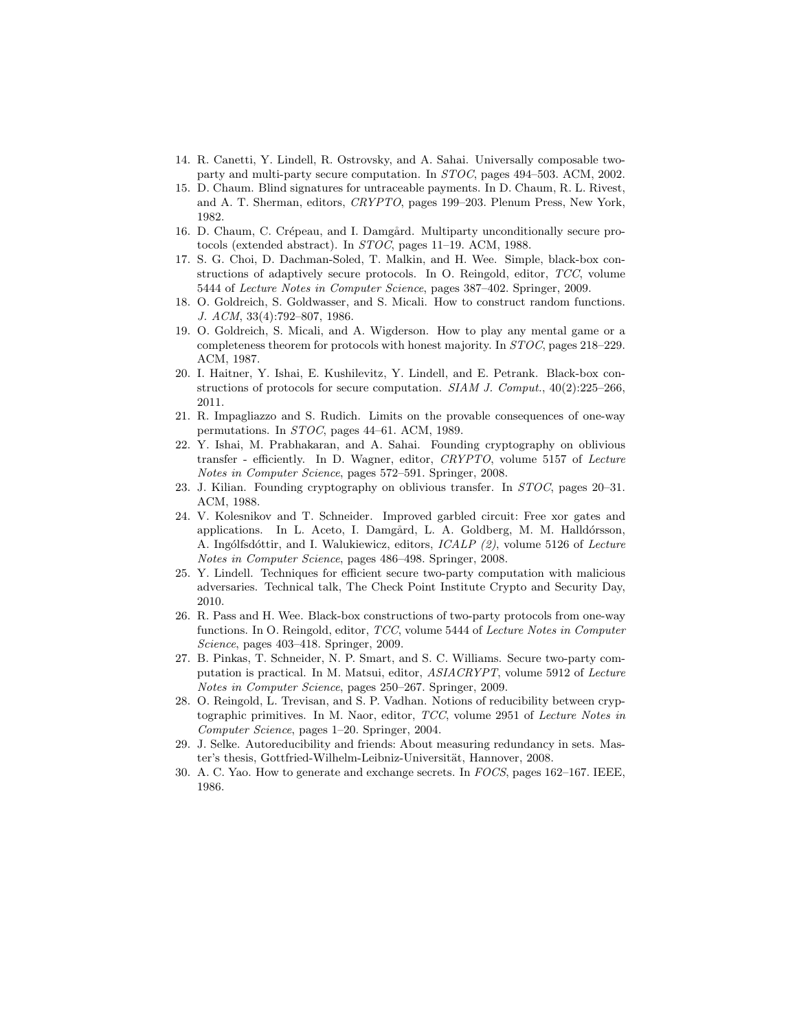14. R. Canetti, Y. Lindell, R. Ostrovsky, and A. Sahai. Universally composable two-party and multi-party secure computation. In *STOC*, pages 494–503. ACM, 2002.
15. D. Chaum. Blind signatures for untraceable payments. In D. Chaum, R. L. Rivest, and A. T. Sherman, editors, *CRYPTO*, pages 199–203. Plenum Press, New York, 1982.
16. D. Chaum, C. Crépeau, and I. Damgård. Multiparty unconditionally secure protocols (extended abstract). In *STOC*, pages 11–19. ACM, 1988.
17. S. G. Choi, D. Dachman-Soled, T. Malkin, and H. Wee. Simple, black-box constructions of adaptively secure protocols. In O. Reingold, editor, *TCC*, volume 5444 of *Lecture Notes in Computer Science*, pages 387–402. Springer, 2009.
18. O. Goldreich, S. Goldwasser, and S. Micali. How to construct random functions. *J. ACM*, 33(4):792–807, 1986.
19. O. Goldreich, S. Micali, and A. Wigderson. How to play any mental game or a completeness theorem for protocols with honest majority. In *STOC*, pages 218–229. ACM, 1987.
20. I. Haitner, Y. Ishai, E. Kushilevitz, Y. Lindell, and E. Petrank. Black-box constructions of protocols for secure computation. *SIAM J. Comput.*, 40(2):225–266, 2011.
21. R. Impagliazzo and S. Rudich. Limits on the provable consequences of one-way permutations. In *STOC*, pages 44–61. ACM, 1989.
22. Y. Ishai, M. Prabhakaran, and A. Sahai. Founding cryptography on oblivious transfer - efficiently. In D. Wagner, editor, *CRYPTO*, volume 5157 of *Lecture Notes in Computer Science*, pages 572–591. Springer, 2008.
23. J. Kilian. Founding cryptography on oblivious transfer. In *STOC*, pages 20–31. ACM, 1988.
24. V. Kolesnikov and T. Schneider. Improved garbled circuit: Free xor gates and applications. In L. Aceto, I. Damgård, L. A. Goldberg, M. M. Halldórsson, A. Ingólfsdóttir, and I. Walukiewicz, editors, *ICALP (2)*, volume 5126 of *Lecture Notes in Computer Science*, pages 486–498. Springer, 2008.
25. Y. Lindell. Techniques for efficient secure two-party computation with malicious adversaries. Technical talk, The Check Point Institute Crypto and Security Day, 2010.
26. R. Pass and H. Wee. Black-box constructions of two-party protocols from one-way functions. In O. Reingold, editor, *TCC*, volume 5444 of *Lecture Notes in Computer Science*, pages 403–418. Springer, 2009.
27. B. Pinkas, T. Schneider, N. P. Smart, and S. C. Williams. Secure two-party computation is practical. In M. Matsui, editor, *ASIACRYPT*, volume 5912 of *Lecture Notes in Computer Science*, pages 250–267. Springer, 2009.
28. O. Reingold, L. Trevisan, and S. P. Vadhan. Notions of reducibility between cryptographic primitives. In M. Naor, editor, *TCC*, volume 2951 of *Lecture Notes in Computer Science*, pages 1–20. Springer, 2004.
29. J. Selke. Autoreducibility and friends: About measuring redundancy in sets. Master's thesis, Gottfried-Wilhelm-Leibniz-Universität, Hannover, 2008.
30. A. C. Yao. How to generate and exchange secrets. In *FOCS*, pages 162–167. IEEE, 1986.